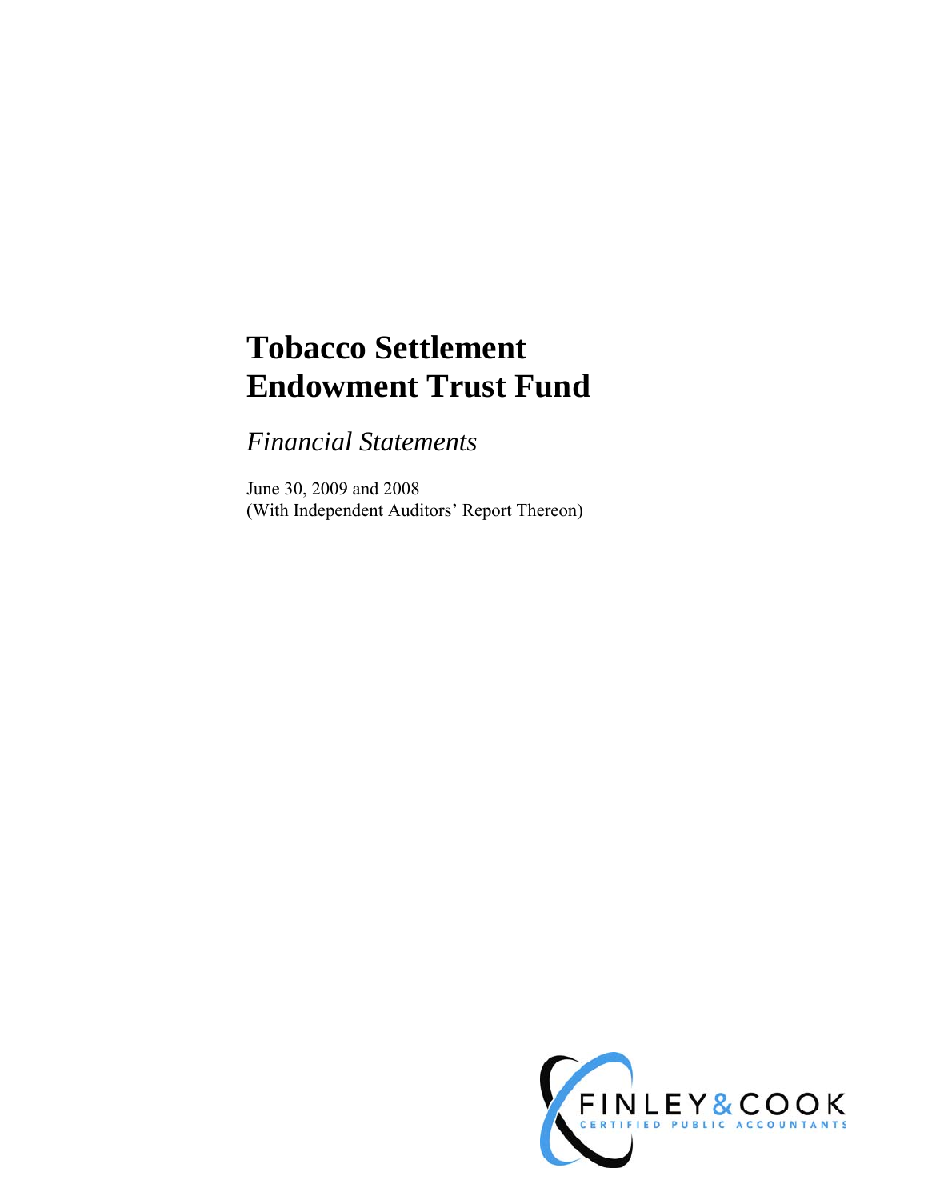# Tobacco Settlement Endowment Trust Fund

*Financial Statements*

June 30, 2009 and 2008
(With Independent Auditors' Report Thereon)

FINLEY & COOK
CERTIFIED PUBLIC ACCOUNTANTS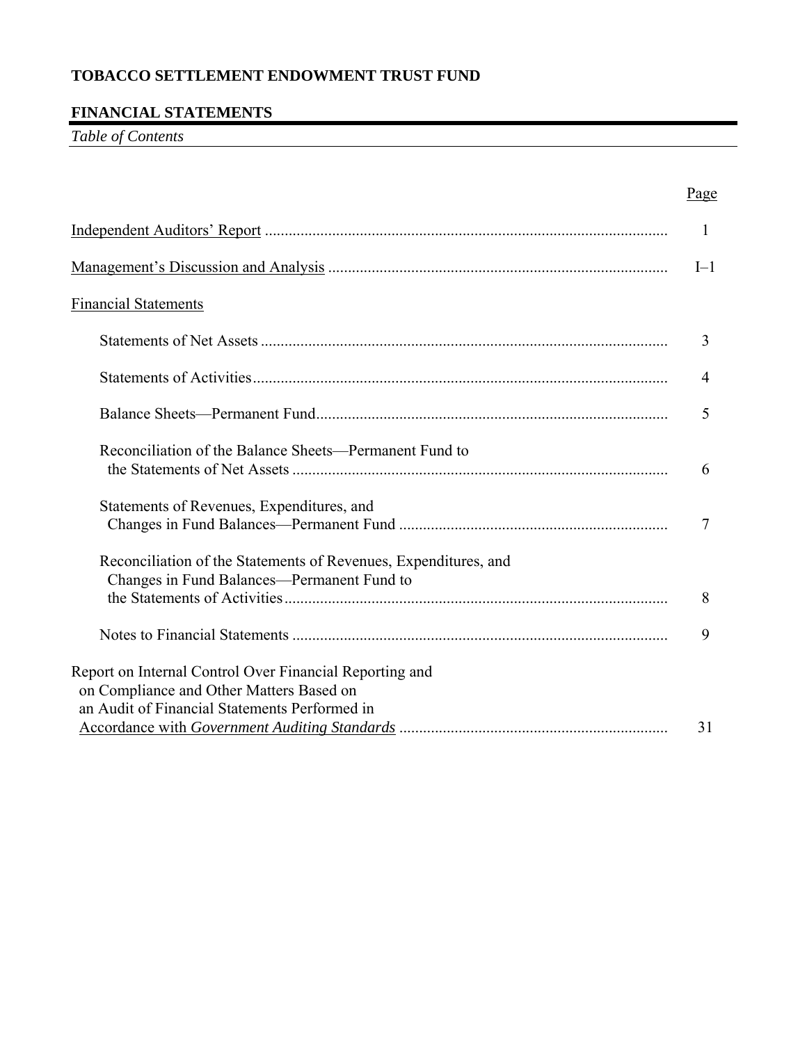# TOBACCO SETTLEMENT ENDOWMENT TRUST FUND

## FINANCIAL STATEMENTS

*Table of Contents*

| | Page |
|---|---|
| Independent Auditors' Report | 1 |
| Management's Discussion and Analysis | I–1 |
| Financial Statements | |
| Statements of Net Assets | 3 |
| Statements of Activities | 4 |
| Balance Sheets—Permanent Fund | 5 |
| Reconciliation of the Balance Sheets—Permanent Fund to the Statements of Net Assets | 6 |
| Statements of Revenues, Expenditures, and Changes in Fund Balances—Permanent Fund | 7 |
| Reconciliation of the Statements of Revenues, Expenditures, and Changes in Fund Balances—Permanent Fund to the Statements of Activities | 8 |
| Notes to Financial Statements | 9 |
| Report on Internal Control Over Financial Reporting and on Compliance and Other Matters Based on an Audit of Financial Statements Performed in Accordance with *Government Auditing Standards* | 31 |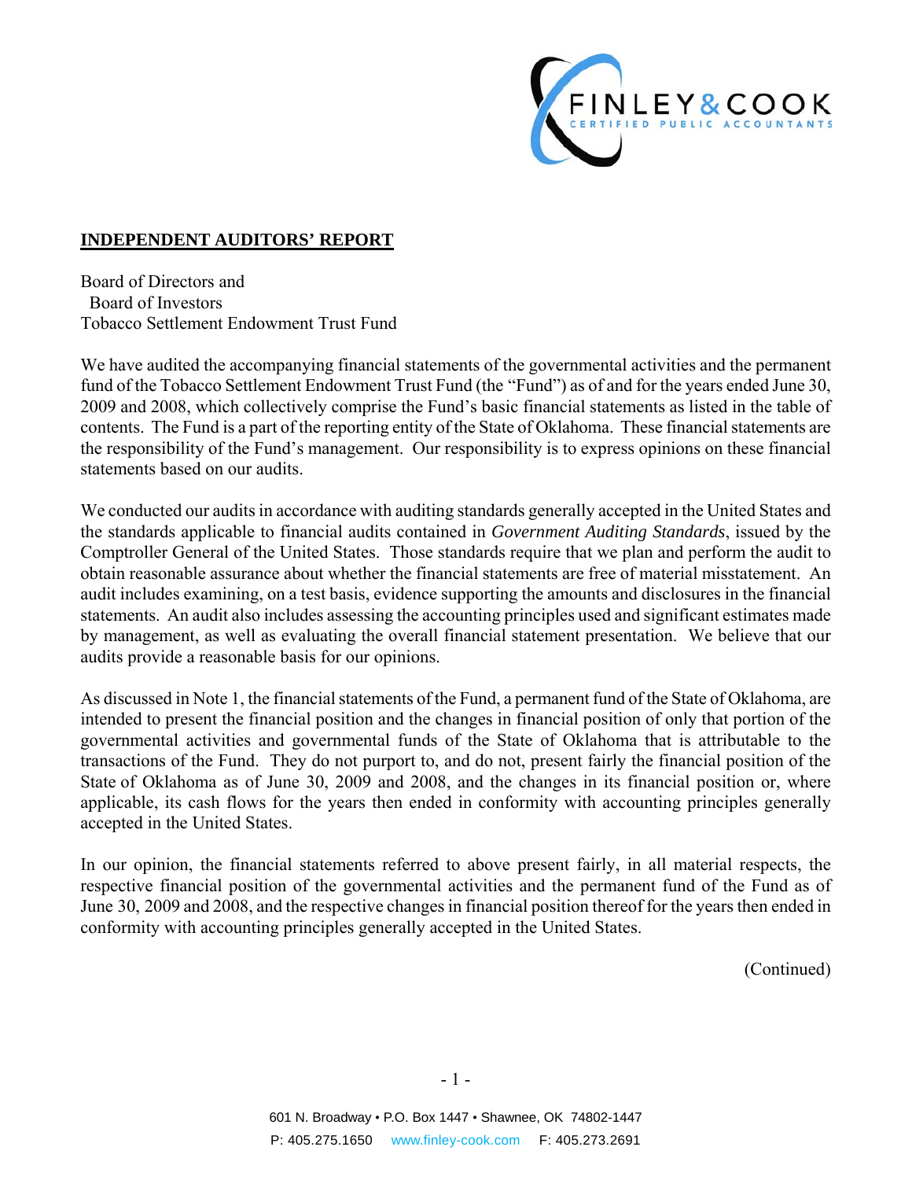## INDEPENDENT AUDITORS' REPORT

Board of Directors and
Board of Investors
Tobacco Settlement Endowment Trust Fund

We have audited the accompanying financial statements of the governmental activities and the permanent fund of the Tobacco Settlement Endowment Trust Fund (the "Fund") as of and for the years ended June 30, 2009 and 2008, which collectively comprise the Fund's basic financial statements as listed in the table of contents. The Fund is a part of the reporting entity of the State of Oklahoma. These financial statements are the responsibility of the Fund's management. Our responsibility is to express opinions on these financial statements based on our audits.

We conducted our audits in accordance with auditing standards generally accepted in the United States and the standards applicable to financial audits contained in *Government Auditing Standards*, issued by the Comptroller General of the United States. Those standards require that we plan and perform the audit to obtain reasonable assurance about whether the financial statements are free of material misstatement. An audit includes examining, on a test basis, evidence supporting the amounts and disclosures in the financial statements. An audit also includes assessing the accounting principles used and significant estimates made by management, as well as evaluating the overall financial statement presentation. We believe that our audits provide a reasonable basis for our opinions.

As discussed in Note 1, the financial statements of the Fund, a permanent fund of the State of Oklahoma, are intended to present the financial position and the changes in financial position of only that portion of the governmental activities and governmental funds of the State of Oklahoma that is attributable to the transactions of the Fund. They do not purport to, and do not, present fairly the financial position of the State of Oklahoma as of June 30, 2009 and 2008, and the changes in its financial position or, where applicable, its cash flows for the years then ended in conformity with accounting principles generally accepted in the United States.

In our opinion, the financial statements referred to above present fairly, in all material respects, the respective financial position of the governmental activities and the permanent fund of the Fund as of June 30, 2009 and 2008, and the respective changes in financial position thereof for the years then ended in conformity with accounting principles generally accepted in the United States.

(Continued)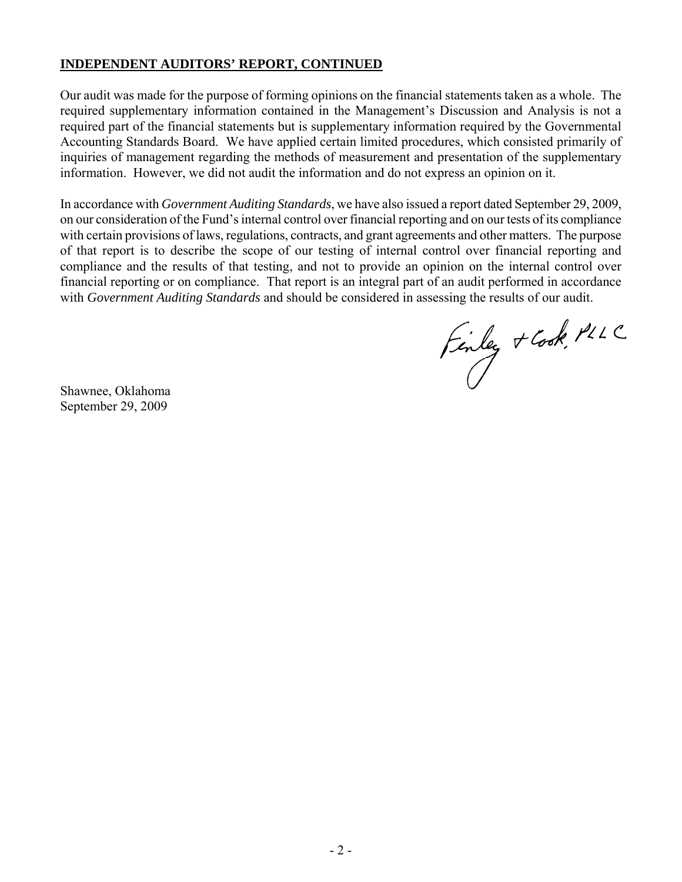**INDEPENDENT AUDITORS' REPORT, CONTINUED**

Our audit was made for the purpose of forming opinions on the financial statements taken as a whole. The required supplementary information contained in the Management's Discussion and Analysis is not a required part of the financial statements but is supplementary information required by the Governmental Accounting Standards Board. We have applied certain limited procedures, which consisted primarily of inquiries of management regarding the methods of measurement and presentation of the supplementary information. However, we did not audit the information and do not express an opinion on it.

In accordance with *Government Auditing Standards*, we have also issued a report dated September 29, 2009, on our consideration of the Fund's internal control over financial reporting and on our tests of its compliance with certain provisions of laws, regulations, contracts, and grant agreements and other matters. The purpose of that report is to describe the scope of our testing of internal control over financial reporting and compliance and the results of that testing, and not to provide an opinion on the internal control over financial reporting or on compliance. That report is an integral part of an audit performed in accordance with *Government Auditing Standards* and should be considered in assessing the results of our audit.

Finley + Cook, PLLC

Shawnee, Oklahoma
September 29, 2009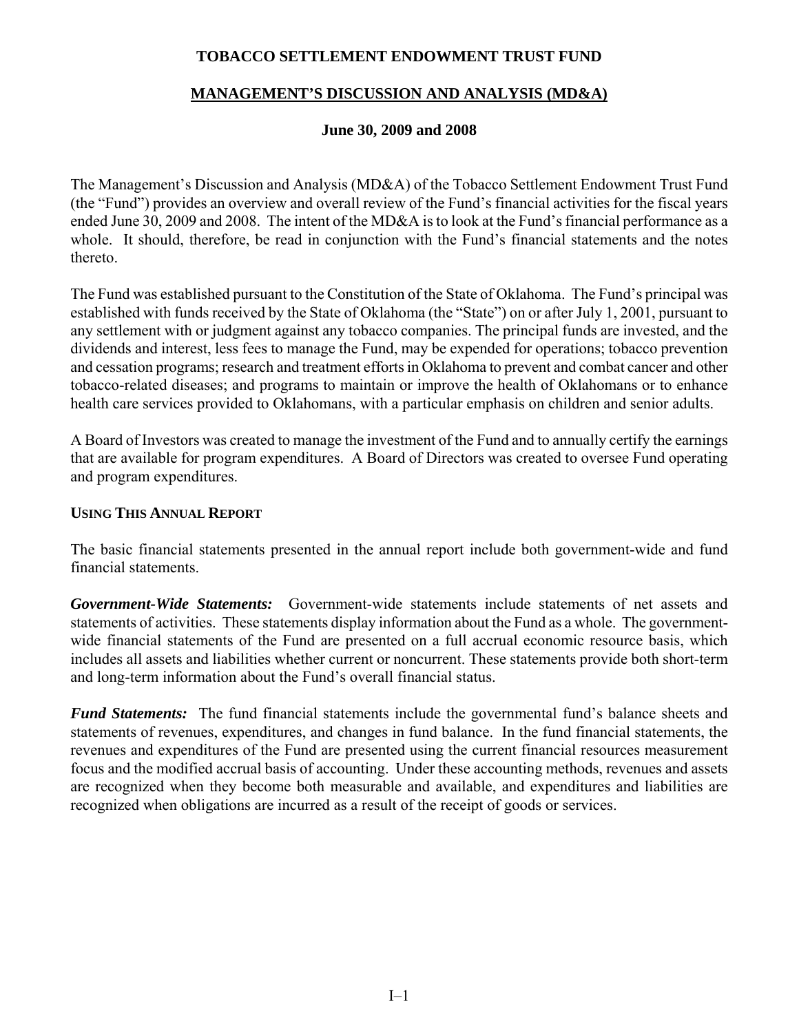# TOBACCO SETTLEMENT ENDOWMENT TRUST FUND

## MANAGEMENT'S DISCUSSION AND ANALYSIS (MD&A)

### June 30, 2009 and 2008

The Management's Discussion and Analysis (MD&A) of the Tobacco Settlement Endowment Trust Fund (the "Fund") provides an overview and overall review of the Fund's financial activities for the fiscal years ended June 30, 2009 and 2008. The intent of the MD&A is to look at the Fund's financial performance as a whole. It should, therefore, be read in conjunction with the Fund's financial statements and the notes thereto.

The Fund was established pursuant to the Constitution of the State of Oklahoma. The Fund's principal was established with funds received by the State of Oklahoma (the "State") on or after July 1, 2001, pursuant to any settlement with or judgment against any tobacco companies. The principal funds are invested, and the dividends and interest, less fees to manage the Fund, may be expended for operations; tobacco prevention and cessation programs; research and treatment efforts in Oklahoma to prevent and combat cancer and other tobacco-related diseases; and programs to maintain or improve the health of Oklahomans or to enhance health care services provided to Oklahomans, with a particular emphasis on children and senior adults.

A Board of Investors was created to manage the investment of the Fund and to annually certify the earnings that are available for program expenditures. A Board of Directors was created to oversee Fund operating and program expenditures.

**USING THIS ANNUAL REPORT**

The basic financial statements presented in the annual report include both government-wide and fund financial statements.

***Government-Wide Statements:*** Government-wide statements include statements of net assets and statements of activities. These statements display information about the Fund as a whole. The government-wide financial statements of the Fund are presented on a full accrual economic resource basis, which includes all assets and liabilities whether current or noncurrent. These statements provide both short-term and long-term information about the Fund's overall financial status.

***Fund Statements:*** The fund financial statements include the governmental fund's balance sheets and statements of revenues, expenditures, and changes in fund balance. In the fund financial statements, the revenues and expenditures of the Fund are presented using the current financial resources measurement focus and the modified accrual basis of accounting. Under these accounting methods, revenues and assets are recognized when they become both measurable and available, and expenditures and liabilities are recognized when obligations are incurred as a result of the receipt of goods or services.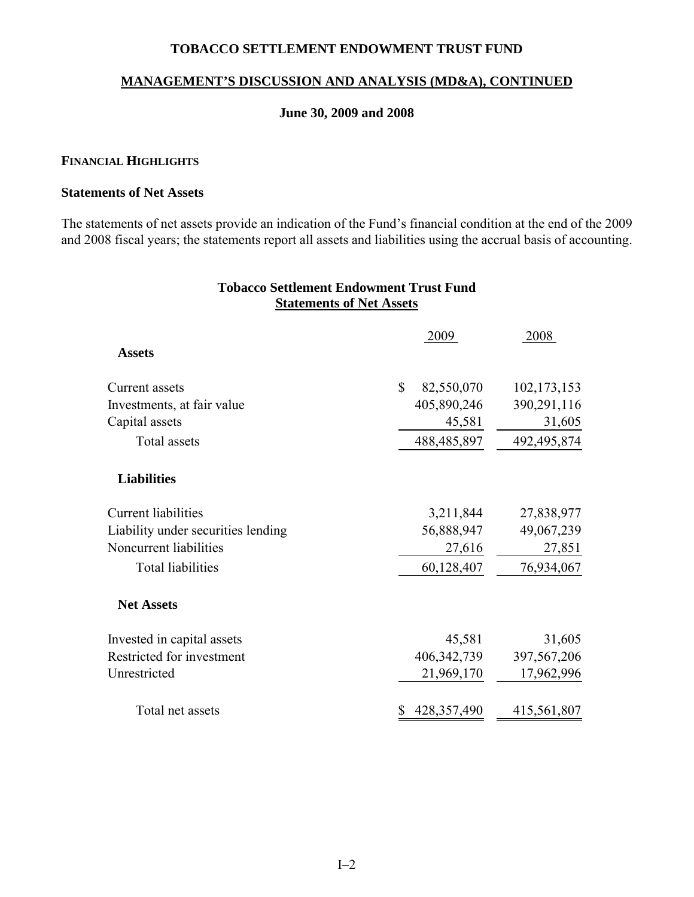# TOBACCO SETTLEMENT ENDOWMENT TRUST FUND

## MANAGEMENT'S DISCUSSION AND ANALYSIS (MD&A), CONTINUED

### June 30, 2009 and 2008

**FINANCIAL HIGHLIGHTS**

**Statements of Net Assets**

The statements of net assets provide an indication of the Fund's financial condition at the end of the 2009 and 2008 fiscal years; the statements report all assets and liabilities using the accrual basis of accounting.

**Tobacco Settlement Endowment Trust Fund**
**Statements of Net Assets**

| | 2009 | 2008 |
|---|---|---|
| **Assets** | | |
| Current assets | $ 82,550,070 | 102,173,153 |
| Investments, at fair value | 405,890,246 | 390,291,116 |
| Capital assets | 45,581 | 31,605 |
| Total assets | 488,485,897 | 492,495,874 |
| **Liabilities** | | |
| Current liabilities | 3,211,844 | 27,838,977 |
| Liability under securities lending | 56,888,947 | 49,067,239 |
| Noncurrent liabilities | 27,616 | 27,851 |
| Total liabilities | 60,128,407 | 76,934,067 |
| **Net Assets** | | |
| Invested in capital assets | 45,581 | 31,605 |
| Restricted for investment | 406,342,739 | 397,567,206 |
| Unrestricted | 21,969,170 | 17,962,996 |
| Total net assets | $ 428,357,490 | 415,561,807 |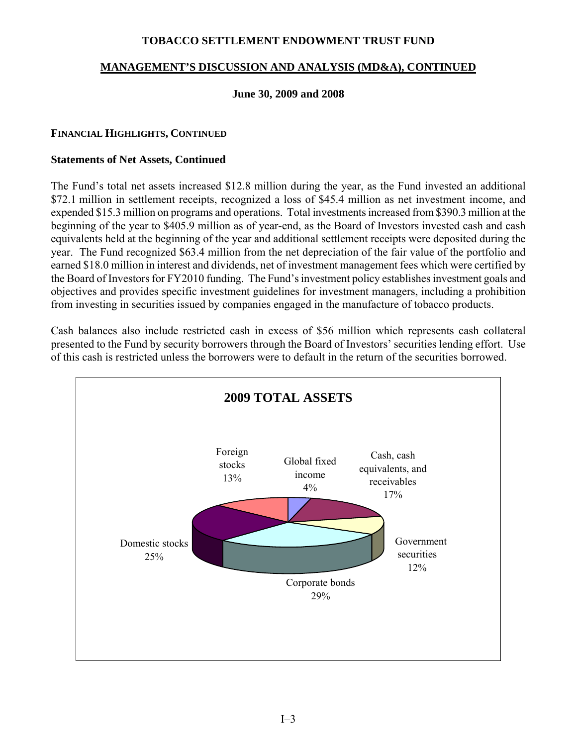# TOBACCO SETTLEMENT ENDOWMENT TRUST FUND

## MANAGEMENT'S DISCUSSION AND ANALYSIS (MD&A), CONTINUED

**June 30, 2009 and 2008**

### FINANCIAL HIGHLIGHTS, CONTINUED

**Statements of Net Assets, Continued**

The Fund's total net assets increased $12.8 million during the year, as the Fund invested an additional $72.1 million in settlement receipts, recognized a loss of $45.4 million as net investment income, and expended $15.3 million on programs and operations. Total investments increased from $390.3 million at the beginning of the year to $405.9 million as of year-end, as the Board of Investors invested cash and cash equivalents held at the beginning of the year and additional settlement receipts were deposited during the year. The Fund recognized $63.4 million from the net depreciation of the fair value of the portfolio and earned $18.0 million in interest and dividends, net of investment management fees which were certified by the Board of Investors for FY2010 funding. The Fund's investment policy establishes investment goals and objectives and provides specific investment guidelines for investment managers, including a prohibition from investing in securities issued by companies engaged in the manufacture of tobacco products.

Cash balances also include restricted cash in excess of $56 million which represents cash collateral presented to the Fund by security borrowers through the Board of Investors' securities lending effort. Use of this cash is restricted unless the borrowers were to default in the return of the securities borrowed.

**2009 TOTAL ASSETS**

Foreign stocks 13%

Global fixed income 4%

Cash, cash equivalents, and receivables 17%

Government securities 12%

Corporate bonds 29%

Domestic stocks 25%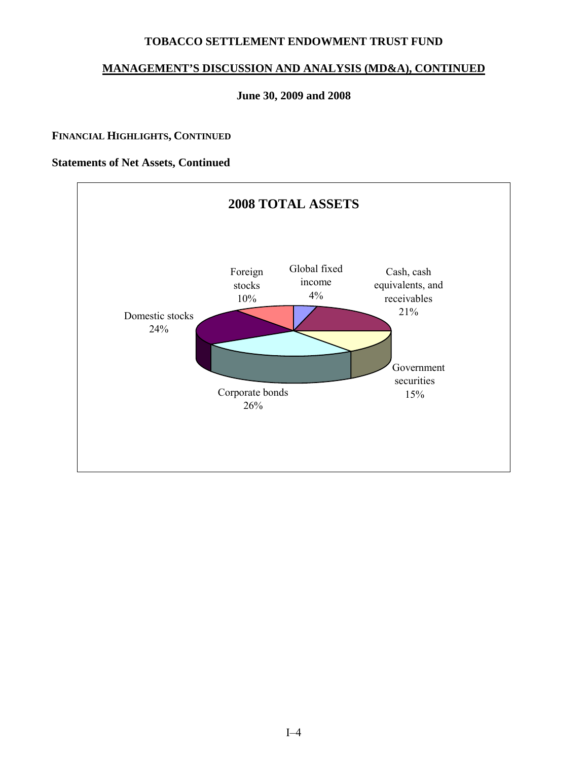# TOBACCO SETTLEMENT ENDOWMENT TRUST FUND

## MANAGEMENT'S DISCUSSION AND ANALYSIS (MD&A), CONTINUED

**June 30, 2009 and 2008**

### FINANCIAL HIGHLIGHTS, CONTINUED

**Statements of Net Assets, Continued**

**2008 TOTAL ASSETS**

Foreign stocks 10%

Global fixed income 4%

Cash, cash equivalents, and receivables 21%

Domestic stocks 24%

Government securities 15%

Corporate bonds 26%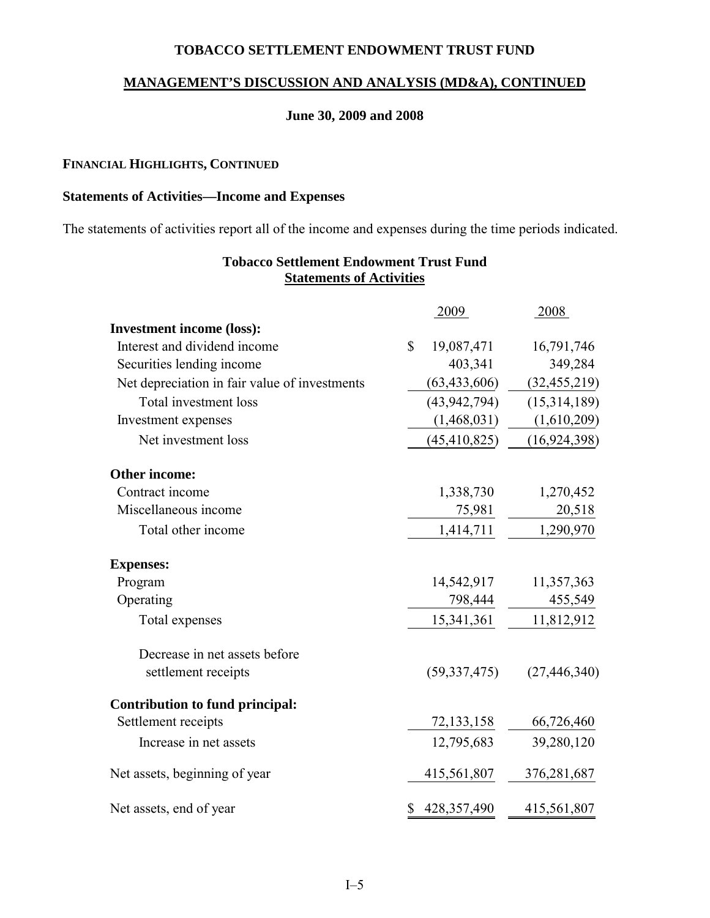**TOBACCO SETTLEMENT ENDOWMENT TRUST FUND**

**MANAGEMENT'S DISCUSSION AND ANALYSIS (MD&A), CONTINUED**

**June 30, 2009 and 2008**

## FINANCIAL HIGHLIGHTS, CONTINUED

### Statements of Activities—Income and Expenses

The statements of activities report all of the income and expenses during the time periods indicated.

**Tobacco Settlement Endowment Trust Fund**
**Statements of Activities**

| | 2009 | 2008 |
|---|---|---|
| **Investment income (loss):** | | |
| Interest and dividend income | $ 19,087,471 | 16,791,746 |
| Securities lending income | 403,341 | 349,284 |
| Net depreciation in fair value of investments | (63,433,606) | (32,455,219) |
| Total investment loss | (43,942,794) | (15,314,189) |
| Investment expenses | (1,468,031) | (1,610,209) |
| Net investment loss | (45,410,825) | (16,924,398) |
| **Other income:** | | |
| Contract income | 1,338,730 | 1,270,452 |
| Miscellaneous income | 75,981 | 20,518 |
| Total other income | 1,414,711 | 1,290,970 |
| **Expenses:** | | |
| Program | 14,542,917 | 11,357,363 |
| Operating | 798,444 | 455,549 |
| Total expenses | 15,341,361 | 11,812,912 |
| Decrease in net assets before settlement receipts | (59,337,475) | (27,446,340) |
| **Contribution to fund principal:** | | |
| Settlement receipts | 72,133,158 | 66,726,460 |
| Increase in net assets | 12,795,683 | 39,280,120 |
| Net assets, beginning of year | 415,561,807 | 376,281,687 |
| Net assets, end of year | $ 428,357,490 | 415,561,807 |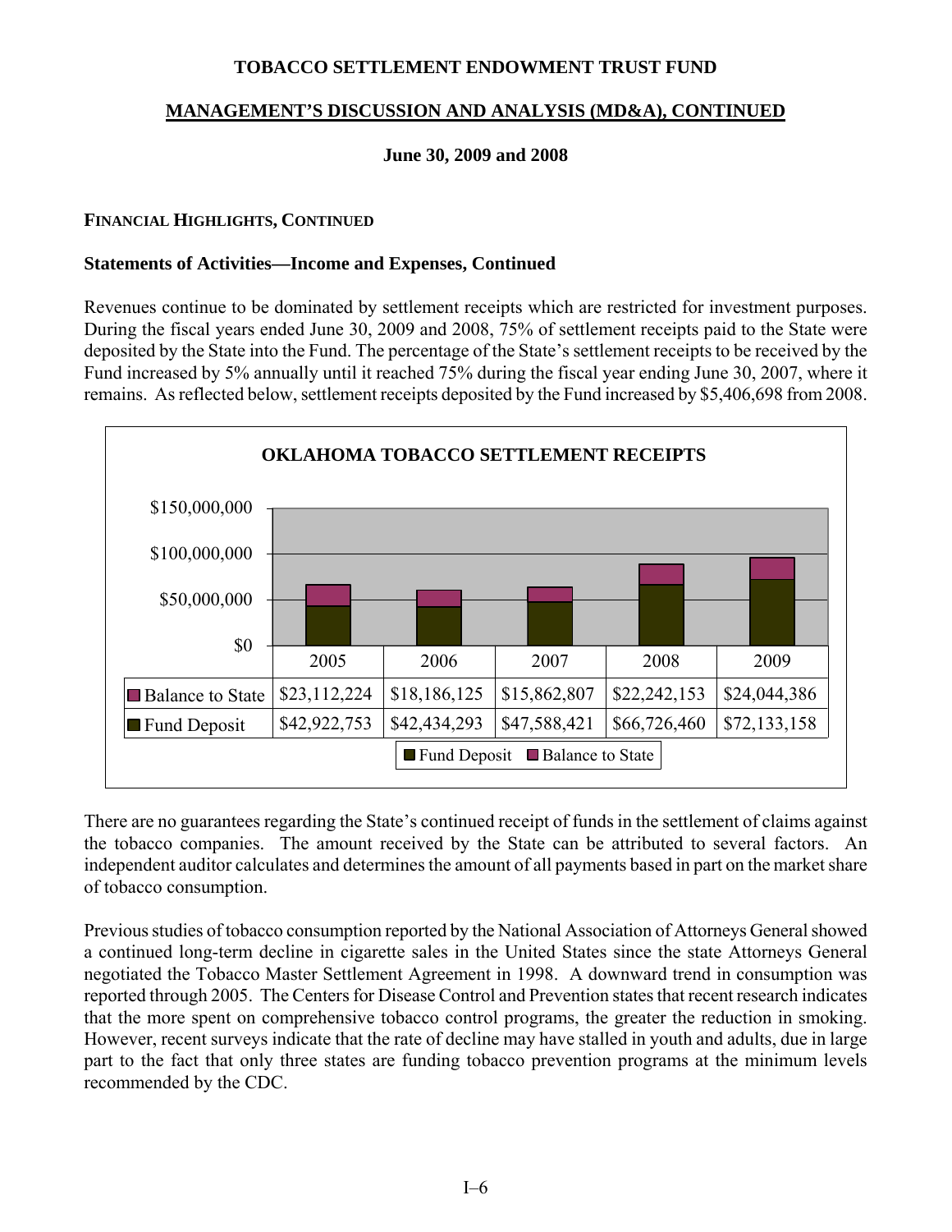## FINANCIAL HIGHLIGHTS, CONTINUED

### Statements of Activities—Income and Expenses, Continued

Revenues continue to be dominated by settlement receipts which are restricted for investment purposes. During the fiscal years ended June 30, 2009 and 2008, 75% of settlement receipts paid to the State were deposited by the State into the Fund. The percentage of the State's settlement receipts to be received by the Fund increased by 5% annually until it reached 75% during the fiscal year ending June 30, 2007, where it remains. As reflected below, settlement receipts deposited by the Fund increased by $5,406,698 from 2008.

**OKLAHOMA TOBACCO SETTLEMENT RECEIPTS**

$150,000,000
$100,000,000
$50,000,000
$0

2005 2006 2007 2008 2009

Balance to State $23,112,224 $18,186,125 $15,862,807 $22,242,153 $24,044,386

Fund Deposit $42,922,753 $42,434,293 $47,588,421 $66,726,460 $72,133,158

Fund Deposit Balance to State

There are no guarantees regarding the State's continued receipt of funds in the settlement of claims against the tobacco companies. The amount received by the State can be attributed to several factors. An independent auditor calculates and determines the amount of all payments based in part on the market share of tobacco consumption.

Previous studies of tobacco consumption reported by the National Association of Attorneys General showed a continued long-term decline in cigarette sales in the United States since the state Attorneys General negotiated the Tobacco Master Settlement Agreement in 1998. A downward trend in consumption was reported through 2005. The Centers for Disease Control and Prevention states that recent research indicates that the more spent on comprehensive tobacco control programs, the greater the reduction in smoking. However, recent surveys indicate that the rate of decline may have stalled in youth and adults, due in large part to the fact that only three states are funding tobacco prevention programs at the minimum levels recommended by the CDC.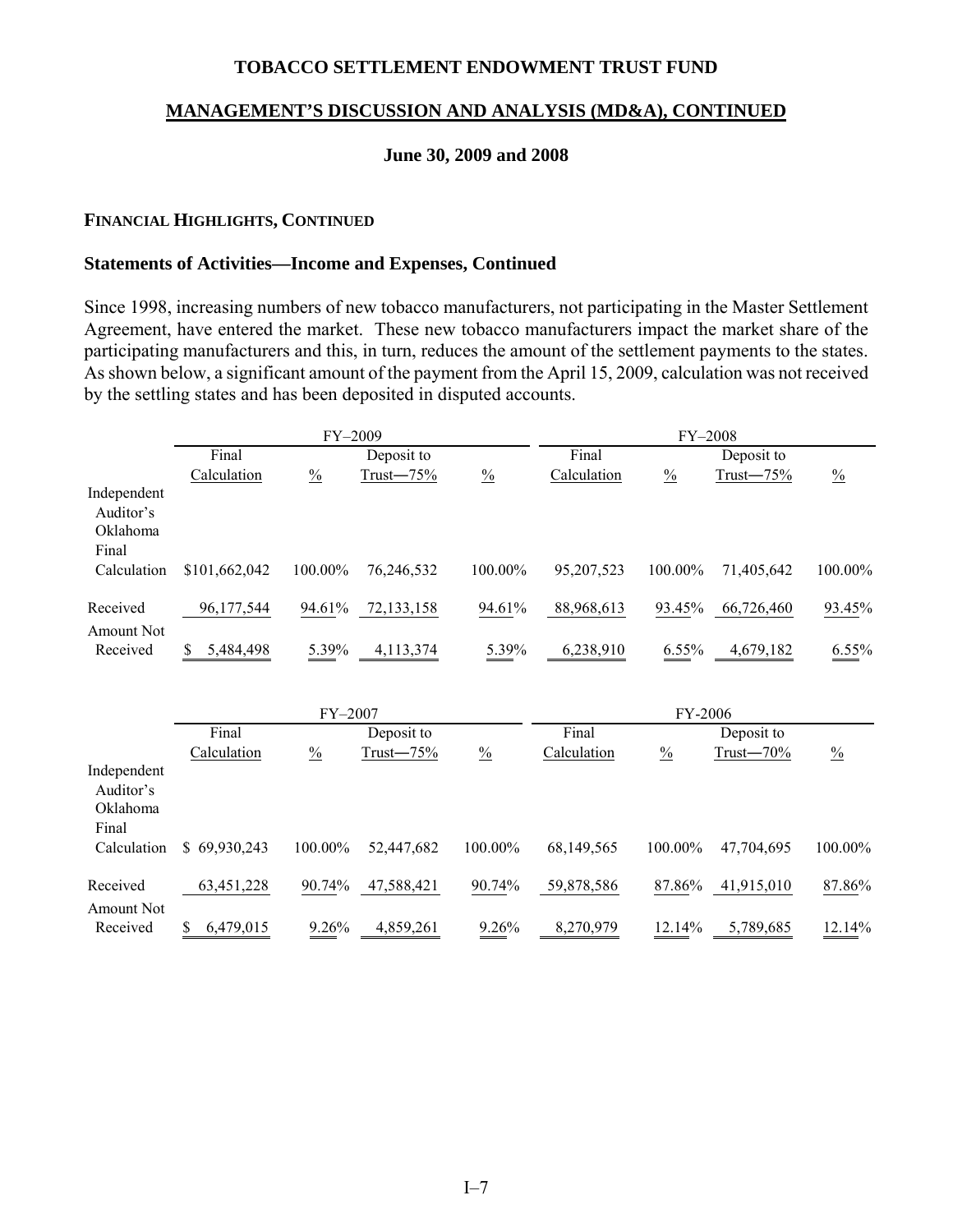**TOBACCO SETTLEMENT ENDOWMENT TRUST FUND**

**MANAGEMENT'S DISCUSSION AND ANALYSIS (MD&A), CONTINUED**

**June 30, 2009 and 2008**

### FINANCIAL HIGHLIGHTS, CONTINUED

### Statements of Activities—Income and Expenses, Continued

Since 1998, increasing numbers of new tobacco manufacturers, not participating in the Master Settlement Agreement, have entered the market. These new tobacco manufacturers impact the market share of the participating manufacturers and this, in turn, reduces the amount of the settlement payments to the states. As shown below, a significant amount of the payment from the April 15, 2009, calculation was not received by the settling states and has been deposited in disputed accounts.

| | FY–2009 | | | | FY–2008 | | | |
|---|---|---|---|---|---|---|---|---|
| | Final Calculation | % | Deposit to Trust—75% | % | Final Calculation | % | Deposit to Trust—75% | % |
| Independent Auditor's Oklahoma Final Calculation | $101,662,042 | 100.00% | 76,246,532 | 100.00% | 95,207,523 | 100.00% | 71,405,642 | 100.00% |
| Received | 96,177,544 | 94.61% | 72,133,158 | 94.61% | 88,968,613 | 93.45% | 66,726,460 | 93.45% |
| Amount Not Received | $ 5,484,498 | 5.39% | 4,113,374 | 5.39% | 6,238,910 | 6.55% | 4,679,182 | 6.55% |

| | FY–2007 | | | | FY-2006 | | | |
|---|---|---|---|---|---|---|---|---|
| | Final Calculation | % | Deposit to Trust—75% | % | Final Calculation | % | Deposit to Trust—70% | % |
| Independent Auditor's Oklahoma Final Calculation | $ 69,930,243 | 100.00% | 52,447,682 | 100.00% | 68,149,565 | 100.00% | 47,704,695 | 100.00% |
| Received | 63,451,228 | 90.74% | 47,588,421 | 90.74% | 59,878,586 | 87.86% | 41,915,010 | 87.86% |
| Amount Not Received | $ 6,479,015 | 9.26% | 4,859,261 | 9.26% | 8,270,979 | 12.14% | 5,789,685 | 12.14% |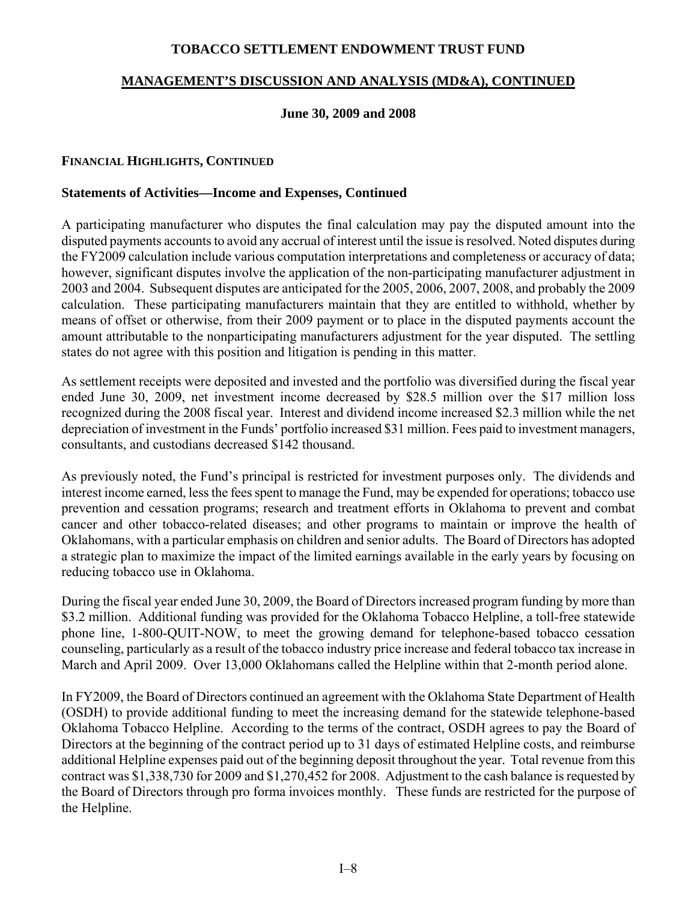# TOBACCO SETTLEMENT ENDOWMENT TRUST FUND

## MANAGEMENT'S DISCUSSION AND ANALYSIS (MD&A), CONTINUED

### June 30, 2009 and 2008

**FINANCIAL HIGHLIGHTS, CONTINUED**

**Statements of Activities—Income and Expenses, Continued**

A participating manufacturer who disputes the final calculation may pay the disputed amount into the disputed payments accounts to avoid any accrual of interest until the issue is resolved. Noted disputes during the FY2009 calculation include various computation interpretations and completeness or accuracy of data; however, significant disputes involve the application of the non-participating manufacturer adjustment in 2003 and 2004. Subsequent disputes are anticipated for the 2005, 2006, 2007, 2008, and probably the 2009 calculation. These participating manufacturers maintain that they are entitled to withhold, whether by means of offset or otherwise, from their 2009 payment or to place in the disputed payments account the amount attributable to the nonparticipating manufacturers adjustment for the year disputed. The settling states do not agree with this position and litigation is pending in this matter.

As settlement receipts were deposited and invested and the portfolio was diversified during the fiscal year ended June 30, 2009, net investment income decreased by $28.5 million over the $17 million loss recognized during the 2008 fiscal year. Interest and dividend income increased $2.3 million while the net depreciation of investment in the Funds' portfolio increased $31 million. Fees paid to investment managers, consultants, and custodians decreased $142 thousand.

As previously noted, the Fund's principal is restricted for investment purposes only. The dividends and interest income earned, less the fees spent to manage the Fund, may be expended for operations; tobacco use prevention and cessation programs; research and treatment efforts in Oklahoma to prevent and combat cancer and other tobacco-related diseases; and other programs to maintain or improve the health of Oklahomans, with a particular emphasis on children and senior adults. The Board of Directors has adopted a strategic plan to maximize the impact of the limited earnings available in the early years by focusing on reducing tobacco use in Oklahoma.

During the fiscal year ended June 30, 2009, the Board of Directors increased program funding by more than $3.2 million. Additional funding was provided for the Oklahoma Tobacco Helpline, a toll-free statewide phone line, 1-800-QUIT-NOW, to meet the growing demand for telephone-based tobacco cessation counseling, particularly as a result of the tobacco industry price increase and federal tobacco tax increase in March and April 2009. Over 13,000 Oklahomans called the Helpline within that 2-month period alone.

In FY2009, the Board of Directors continued an agreement with the Oklahoma State Department of Health (OSDH) to provide additional funding to meet the increasing demand for the statewide telephone-based Oklahoma Tobacco Helpline. According to the terms of the contract, OSDH agrees to pay the Board of Directors at the beginning of the contract period up to 31 days of estimated Helpline costs, and reimburse additional Helpline expenses paid out of the beginning deposit throughout the year. Total revenue from this contract was $1,338,730 for 2009 and $1,270,452 for 2008. Adjustment to the cash balance is requested by the Board of Directors through pro forma invoices monthly. These funds are restricted for the purpose of the Helpline.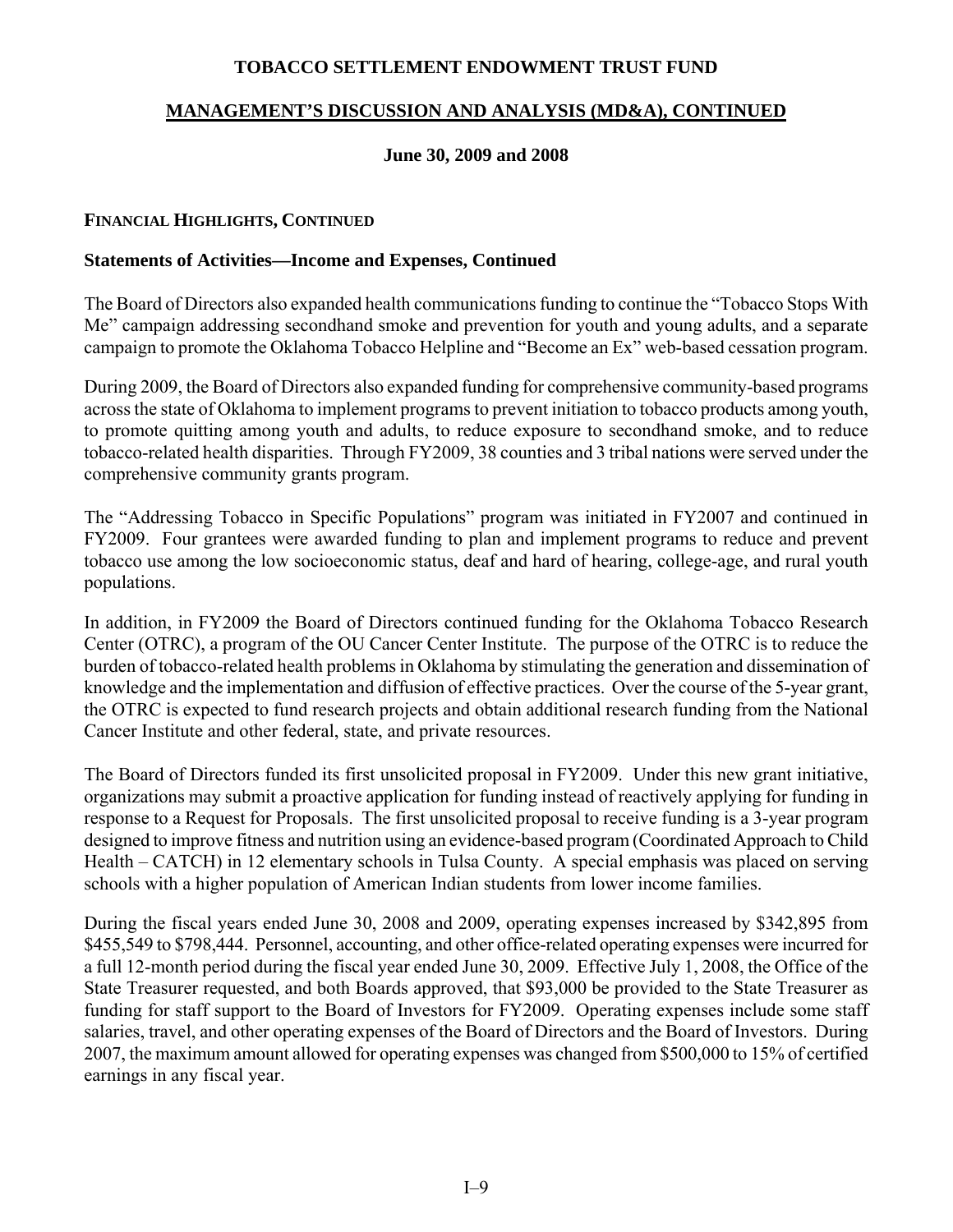# TOBACCO SETTLEMENT ENDOWMENT TRUST FUND

## MANAGEMENT'S DISCUSSION AND ANALYSIS (MD&A), CONTINUED

### June 30, 2009 and 2008

**FINANCIAL HIGHLIGHTS, CONTINUED**

**Statements of Activities—Income and Expenses, Continued**

The Board of Directors also expanded health communications funding to continue the "Tobacco Stops With Me" campaign addressing secondhand smoke and prevention for youth and young adults, and a separate campaign to promote the Oklahoma Tobacco Helpline and "Become an Ex" web-based cessation program.

During 2009, the Board of Directors also expanded funding for comprehensive community-based programs across the state of Oklahoma to implement programs to prevent initiation to tobacco products among youth, to promote quitting among youth and adults, to reduce exposure to secondhand smoke, and to reduce tobacco-related health disparities. Through FY2009, 38 counties and 3 tribal nations were served under the comprehensive community grants program.

The "Addressing Tobacco in Specific Populations" program was initiated in FY2007 and continued in FY2009. Four grantees were awarded funding to plan and implement programs to reduce and prevent tobacco use among the low socioeconomic status, deaf and hard of hearing, college-age, and rural youth populations.

In addition, in FY2009 the Board of Directors continued funding for the Oklahoma Tobacco Research Center (OTRC), a program of the OU Cancer Center Institute. The purpose of the OTRC is to reduce the burden of tobacco-related health problems in Oklahoma by stimulating the generation and dissemination of knowledge and the implementation and diffusion of effective practices. Over the course of the 5-year grant, the OTRC is expected to fund research projects and obtain additional research funding from the National Cancer Institute and other federal, state, and private resources.

The Board of Directors funded its first unsolicited proposal in FY2009. Under this new grant initiative, organizations may submit a proactive application for funding instead of reactively applying for funding in response to a Request for Proposals. The first unsolicited proposal to receive funding is a 3-year program designed to improve fitness and nutrition using an evidence-based program (Coordinated Approach to Child Health – CATCH) in 12 elementary schools in Tulsa County. A special emphasis was placed on serving schools with a higher population of American Indian students from lower income families.

During the fiscal years ended June 30, 2008 and 2009, operating expenses increased by $342,895 from $455,549 to $798,444. Personnel, accounting, and other office-related operating expenses were incurred for a full 12-month period during the fiscal year ended June 30, 2009. Effective July 1, 2008, the Office of the State Treasurer requested, and both Boards approved, that $93,000 be provided to the State Treasurer as funding for staff support to the Board of Investors for FY2009. Operating expenses include some staff salaries, travel, and other operating expenses of the Board of Directors and the Board of Investors. During 2007, the maximum amount allowed for operating expenses was changed from $500,000 to 15% of certified earnings in any fiscal year.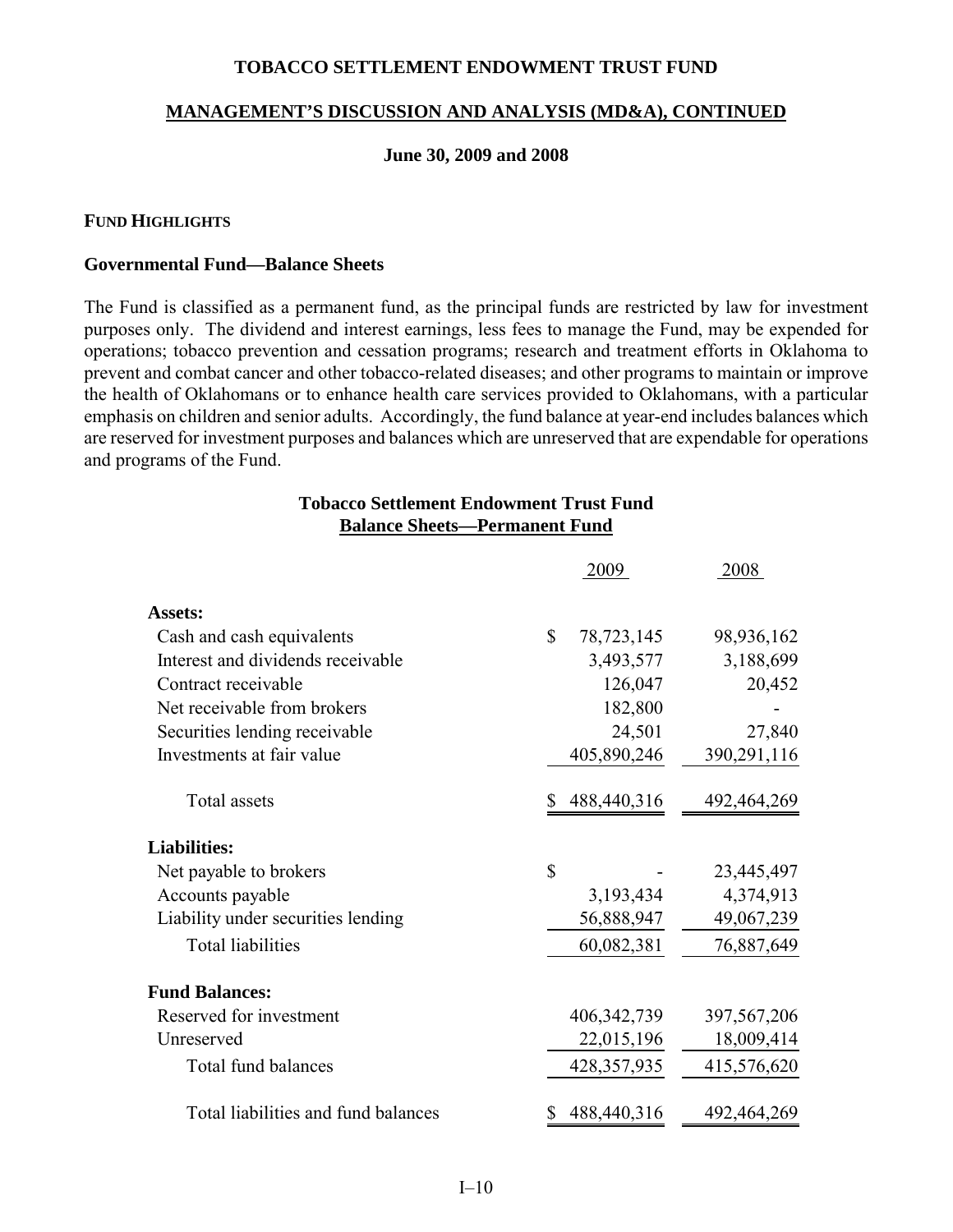**TOBACCO SETTLEMENT ENDOWMENT TRUST FUND**

**MANAGEMENT'S DISCUSSION AND ANALYSIS (MD&A), CONTINUED**

**June 30, 2009 and 2008**

## FUND HIGHLIGHTS

### Governmental Fund—Balance Sheets

The Fund is classified as a permanent fund, as the principal funds are restricted by law for investment purposes only. The dividend and interest earnings, less fees to manage the Fund, may be expended for operations; tobacco prevention and cessation programs; research and treatment efforts in Oklahoma to prevent and combat cancer and other tobacco-related diseases; and other programs to maintain or improve the health of Oklahomans or to enhance health care services provided to Oklahomans, with a particular emphasis on children and senior adults. Accordingly, the fund balance at year-end includes balances which are reserved for investment purposes and balances which are unreserved that are expendable for operations and programs of the Fund.

**Tobacco Settlement Endowment Trust Fund**
**Balance Sheets—Permanent Fund**

| | 2009 | 2008 |
|---|---|---|
| **Assets:** | | |
| Cash and cash equivalents | $ 78,723,145 | 98,936,162 |
| Interest and dividends receivable | 3,493,577 | 3,188,699 |
| Contract receivable | 126,047 | 20,452 |
| Net receivable from brokers | 182,800 | - |
| Securities lending receivable | 24,501 | 27,840 |
| Investments at fair value | 405,890,246 | 390,291,116 |
| Total assets | $ 488,440,316 | 492,464,269 |
| **Liabilities:** | | |
| Net payable to brokers | $ - | 23,445,497 |
| Accounts payable | 3,193,434 | 4,374,913 |
| Liability under securities lending | 56,888,947 | 49,067,239 |
| Total liabilities | 60,082,381 | 76,887,649 |
| **Fund Balances:** | | |
| Reserved for investment | 406,342,739 | 397,567,206 |
| Unreserved | 22,015,196 | 18,009,414 |
| Total fund balances | 428,357,935 | 415,576,620 |
| Total liabilities and fund balances | $ 488,440,316 | 492,464,269 |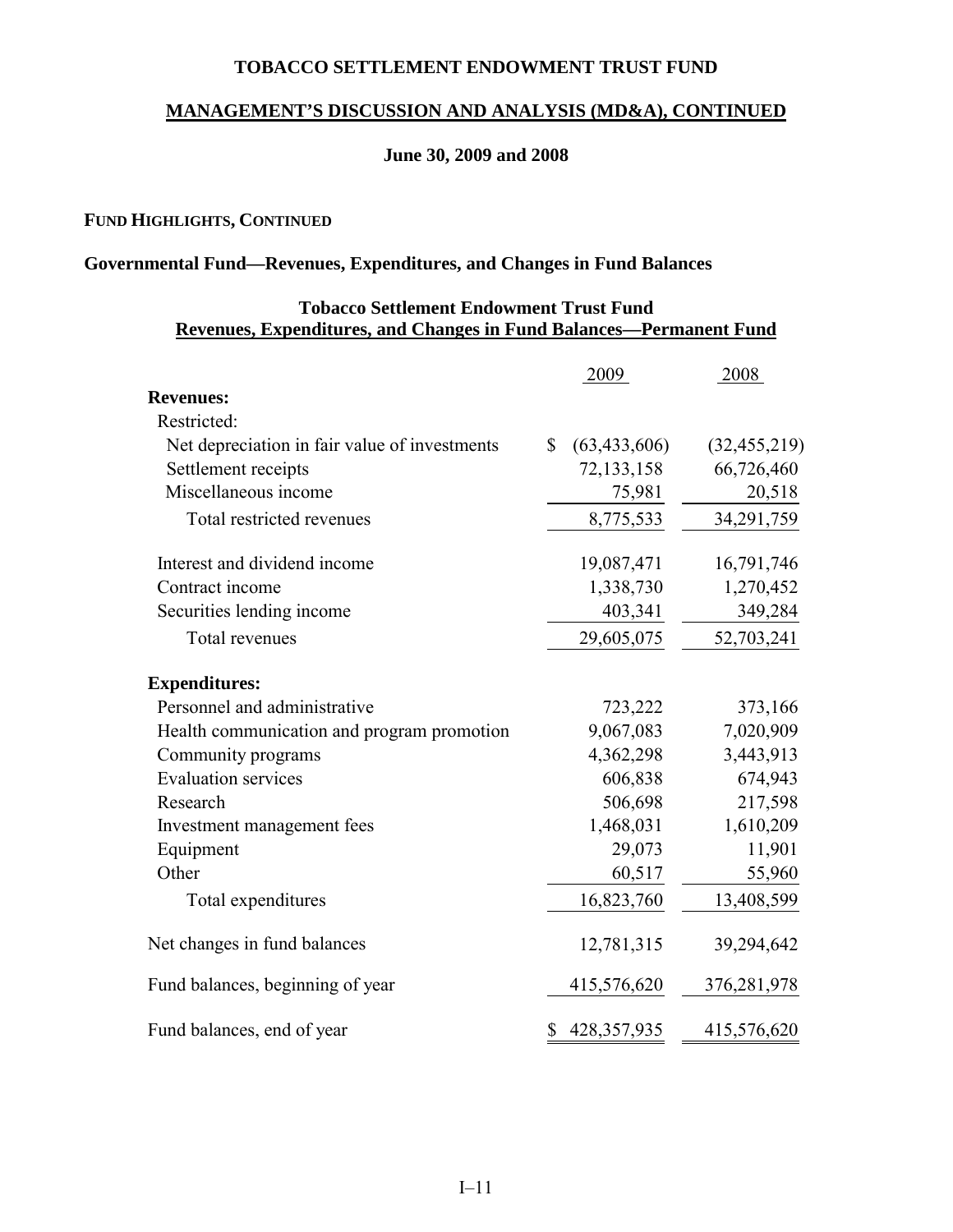# TOBACCO SETTLEMENT ENDOWMENT TRUST FUND

## MANAGEMENT'S DISCUSSION AND ANALYSIS (MD&A), CONTINUED

**June 30, 2009 and 2008**

### FUND HIGHLIGHTS, CONTINUED

### Governmental Fund—Revenues, Expenditures, and Changes in Fund Balances

**Tobacco Settlement Endowment Trust Fund**
**Revenues, Expenditures, and Changes in Fund Balances—Permanent Fund**

| | 2009 | 2008 |
|---|---|---|
| **Revenues:** | | |
| Restricted: | | |
| Net depreciation in fair value of investments | $ (63,433,606) | (32,455,219) |
| Settlement receipts | 72,133,158 | 66,726,460 |
| Miscellaneous income | 75,981 | 20,518 |
| Total restricted revenues | 8,775,533 | 34,291,759 |
| Interest and dividend income | 19,087,471 | 16,791,746 |
| Contract income | 1,338,730 | 1,270,452 |
| Securities lending income | 403,341 | 349,284 |
| Total revenues | 29,605,075 | 52,703,241 |
| **Expenditures:** | | |
| Personnel and administrative | 723,222 | 373,166 |
| Health communication and program promotion | 9,067,083 | 7,020,909 |
| Community programs | 4,362,298 | 3,443,913 |
| Evaluation services | 606,838 | 674,943 |
| Research | 506,698 | 217,598 |
| Investment management fees | 1,468,031 | 1,610,209 |
| Equipment | 29,073 | 11,901 |
| Other | 60,517 | 55,960 |
| Total expenditures | 16,823,760 | 13,408,599 |
| Net changes in fund balances | 12,781,315 | 39,294,642 |
| Fund balances, beginning of year | 415,576,620 | 376,281,978 |
| Fund balances, end of year | $ 428,357,935 | 415,576,620 |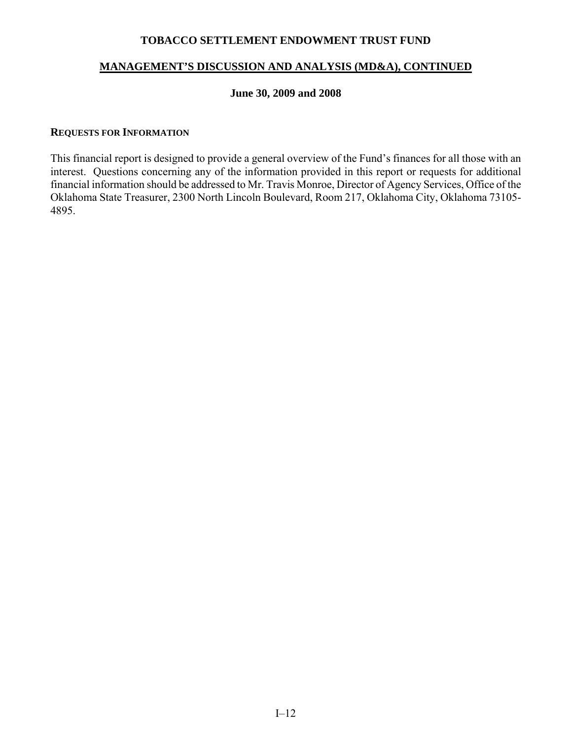### REQUESTS FOR INFORMATION

This financial report is designed to provide a general overview of the Fund's finances for all those with an interest. Questions concerning any of the information provided in this report or requests for additional financial information should be addressed to Mr. Travis Monroe, Director of Agency Services, Office of the Oklahoma State Treasurer, 2300 North Lincoln Boulevard, Room 217, Oklahoma City, Oklahoma 73105-4895.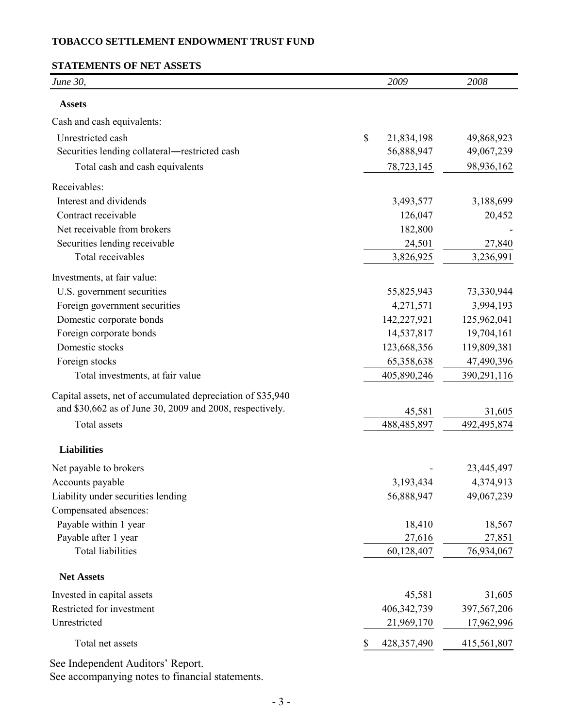**TOBACCO SETTLEMENT ENDOWMENT TRUST FUND**

**STATEMENTS OF NET ASSETS**

| *June 30,* | *2009* | *2008* |
|---|---|---|
| **Assets** | | |
| Cash and cash equivalents: | | |
| Unrestricted cash | $ 21,834,198 | 49,868,923 |
| Securities lending collateral—restricted cash | 56,888,947 | 49,067,239 |
| Total cash and cash equivalents | 78,723,145 | 98,936,162 |
| Receivables: | | |
| Interest and dividends | 3,493,577 | 3,188,699 |
| Contract receivable | 126,047 | 20,452 |
| Net receivable from brokers | 182,800 | - |
| Securities lending receivable | 24,501 | 27,840 |
| Total receivables | 3,826,925 | 3,236,991 |
| Investments, at fair value: | | |
| U.S. government securities | 55,825,943 | 73,330,944 |
| Foreign government securities | 4,271,571 | 3,994,193 |
| Domestic corporate bonds | 142,227,921 | 125,962,041 |
| Foreign corporate bonds | 14,537,817 | 19,704,161 |
| Domestic stocks | 123,668,356 | 119,809,381 |
| Foreign stocks | 65,358,638 | 47,490,396 |
| Total investments, at fair value | 405,890,246 | 390,291,116 |
| Capital assets, net of accumulated depreciation of $35,940 and $30,662 as of June 30, 2009 and 2008, respectively. | 45,581 | 31,605 |
| Total assets | 488,485,897 | 492,495,874 |
| **Liabilities** | | |
| Net payable to brokers | - | 23,445,497 |
| Accounts payable | 3,193,434 | 4,374,913 |
| Liability under securities lending | 56,888,947 | 49,067,239 |
| Compensated absences: | | |
| Payable within 1 year | 18,410 | 18,567 |
| Payable after 1 year | 27,616 | 27,851 |
| Total liabilities | 60,128,407 | 76,934,067 |
| **Net Assets** | | |
| Invested in capital assets | 45,581 | 31,605 |
| Restricted for investment | 406,342,739 | 397,567,206 |
| Unrestricted | 21,969,170 | 17,962,996 |
| Total net assets | $ 428,357,490 | 415,561,807 |

See Independent Auditors' Report.
See accompanying notes to financial statements.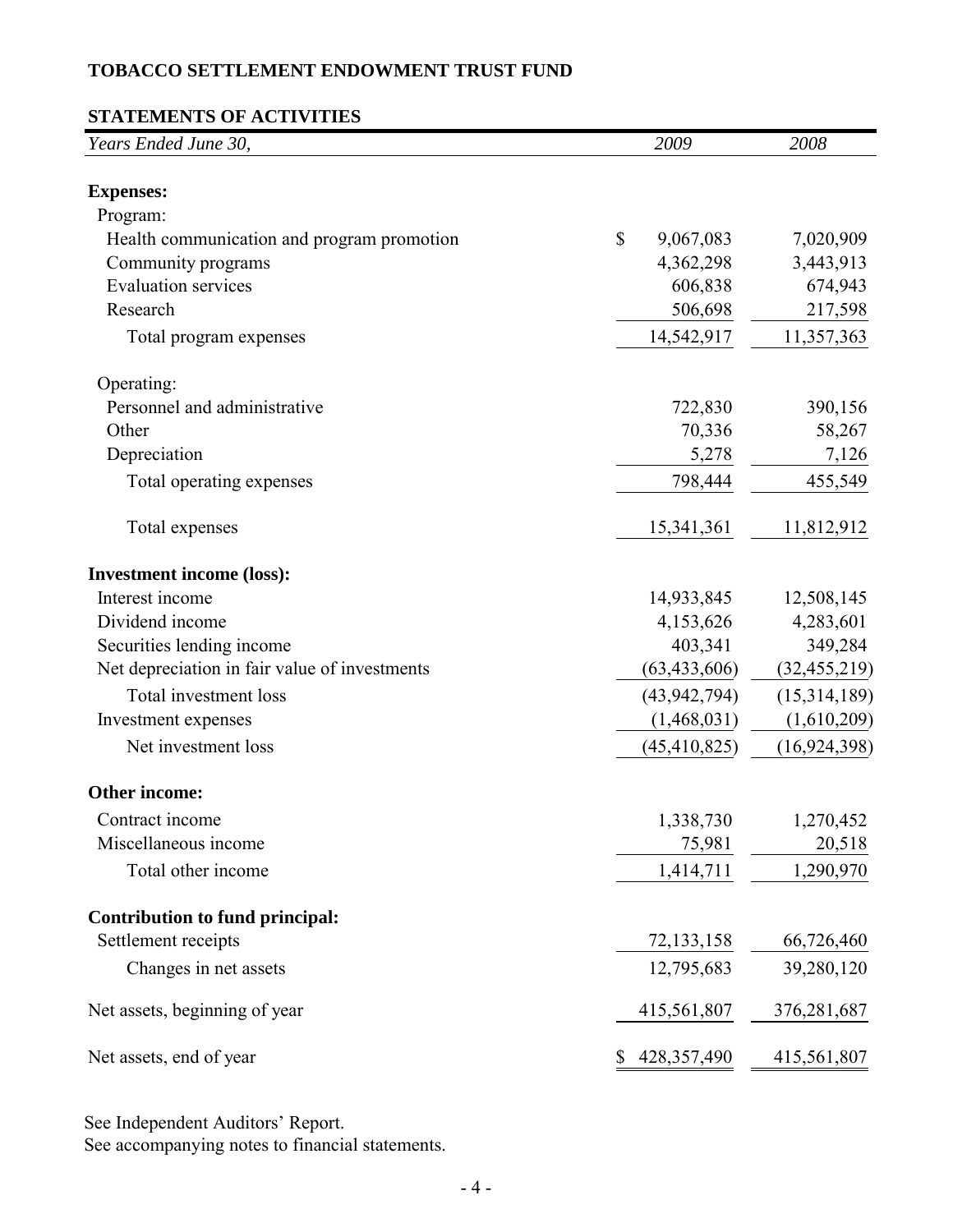# TOBACCO SETTLEMENT ENDOWMENT TRUST FUND

## STATEMENTS OF ACTIVITIES

| *Years Ended June 30,* | *2009* | *2008* |
|---|---|---|
| **Expenses:** | | |
| Program: | | |
| Health communication and program promotion | $ 9,067,083 | 7,020,909 |
| Community programs | 4,362,298 | 3,443,913 |
| Evaluation services | 606,838 | 674,943 |
| Research | 506,698 | 217,598 |
| Total program expenses | 14,542,917 | 11,357,363 |
| Operating: | | |
| Personnel and administrative | 722,830 | 390,156 |
| Other | 70,336 | 58,267 |
| Depreciation | 5,278 | 7,126 |
| Total operating expenses | 798,444 | 455,549 |
| Total expenses | 15,341,361 | 11,812,912 |
| **Investment income (loss):** | | |
| Interest income | 14,933,845 | 12,508,145 |
| Dividend income | 4,153,626 | 4,283,601 |
| Securities lending income | 403,341 | 349,284 |
| Net depreciation in fair value of investments | (63,433,606) | (32,455,219) |
| Total investment loss | (43,942,794) | (15,314,189) |
| Investment expenses | (1,468,031) | (1,610,209) |
| Net investment loss | (45,410,825) | (16,924,398) |
| **Other income:** | | |
| Contract income | 1,338,730 | 1,270,452 |
| Miscellaneous income | 75,981 | 20,518 |
| Total other income | 1,414,711 | 1,290,970 |
| **Contribution to fund principal:** | | |
| Settlement receipts | 72,133,158 | 66,726,460 |
| Changes in net assets | 12,795,683 | 39,280,120 |
| Net assets, beginning of year | 415,561,807 | 376,281,687 |
| Net assets, end of year | $ 428,357,490 | 415,561,807 |

See Independent Auditors' Report.
See accompanying notes to financial statements.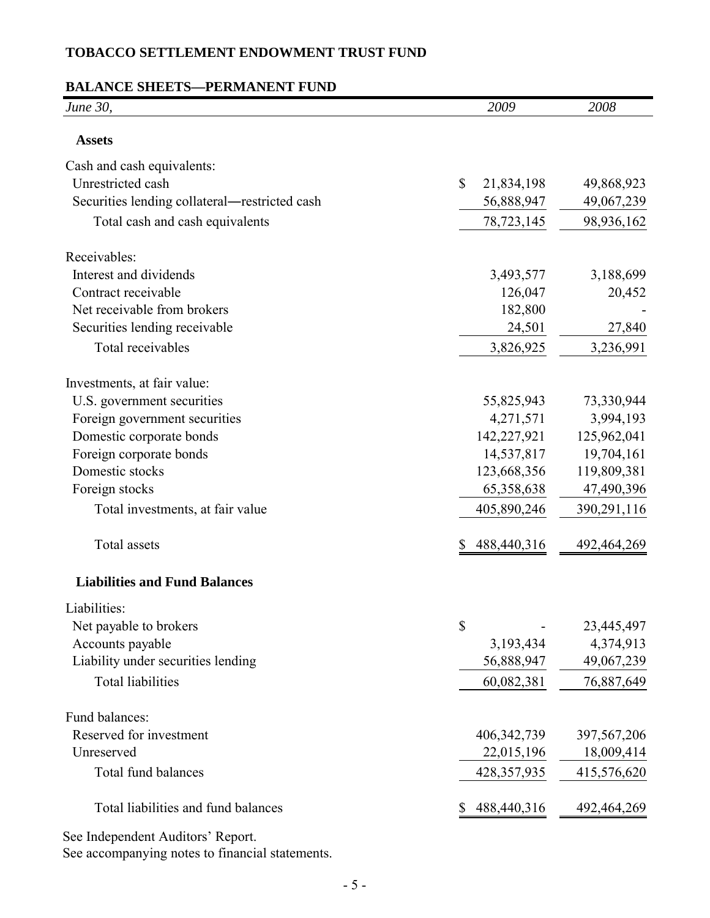# TOBACCO SETTLEMENT ENDOWMENT TRUST FUND

## BALANCE SHEETS—PERMANENT FUND

| *June 30,* | *2009* | *2008* |
|---|---|---|
| **Assets** | | |
| Cash and cash equivalents: | | |
| Unrestricted cash | $ 21,834,198 | 49,868,923 |
| Securities lending collateral—restricted cash | 56,888,947 | 49,067,239 |
| Total cash and cash equivalents | 78,723,145 | 98,936,162 |
| Receivables: | | |
| Interest and dividends | 3,493,577 | 3,188,699 |
| Contract receivable | 126,047 | 20,452 |
| Net receivable from brokers | 182,800 | - |
| Securities lending receivable | 24,501 | 27,840 |
| Total receivables | 3,826,925 | 3,236,991 |
| Investments, at fair value: | | |
| U.S. government securities | 55,825,943 | 73,330,944 |
| Foreign government securities | 4,271,571 | 3,994,193 |
| Domestic corporate bonds | 142,227,921 | 125,962,041 |
| Foreign corporate bonds | 14,537,817 | 19,704,161 |
| Domestic stocks | 123,668,356 | 119,809,381 |
| Foreign stocks | 65,358,638 | 47,490,396 |
| Total investments, at fair value | 405,890,246 | 390,291,116 |
| Total assets | $ 488,440,316 | 492,464,269 |
| **Liabilities and Fund Balances** | | |
| Liabilities: | | |
| Net payable to brokers | $ - | 23,445,497 |
| Accounts payable | 3,193,434 | 4,374,913 |
| Liability under securities lending | 56,888,947 | 49,067,239 |
| Total liabilities | 60,082,381 | 76,887,649 |
| Fund balances: | | |
| Reserved for investment | 406,342,739 | 397,567,206 |
| Unreserved | 22,015,196 | 18,009,414 |
| Total fund balances | 428,357,935 | 415,576,620 |
| Total liabilities and fund balances | $ 488,440,316 | 492,464,269 |

See Independent Auditors' Report.

See accompanying notes to financial statements.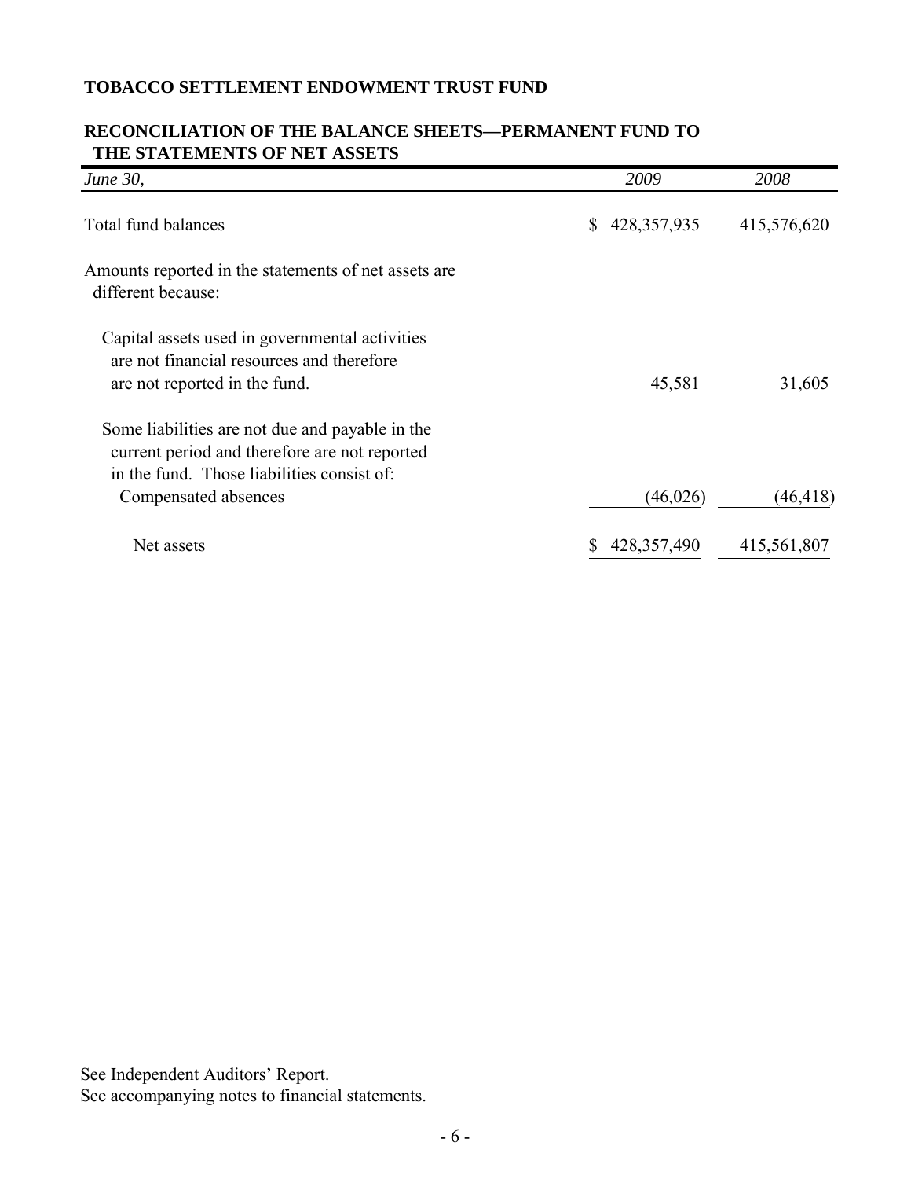## TOBACCO SETTLEMENT ENDOWMENT TRUST FUND

### RECONCILIATION OF THE BALANCE SHEETS—PERMANENT FUND TO THE STATEMENTS OF NET ASSETS

| *June 30,* | *2009* | *2008* |
|---|---|---|
| Total fund balances | $ 428,357,935 | 415,576,620 |
| Amounts reported in the statements of net assets are different because: | | |
| Capital assets used in governmental activities are not financial resources and therefore are not reported in the fund. | 45,581 | 31,605 |
| Some liabilities are not due and payable in the current period and therefore are not reported in the fund. Those liabilities consist of: | | |
| Compensated absences | (46,026) | (46,418) |
| Net assets | $ 428,357,490 | 415,561,807 |

See Independent Auditors' Report.
See accompanying notes to financial statements.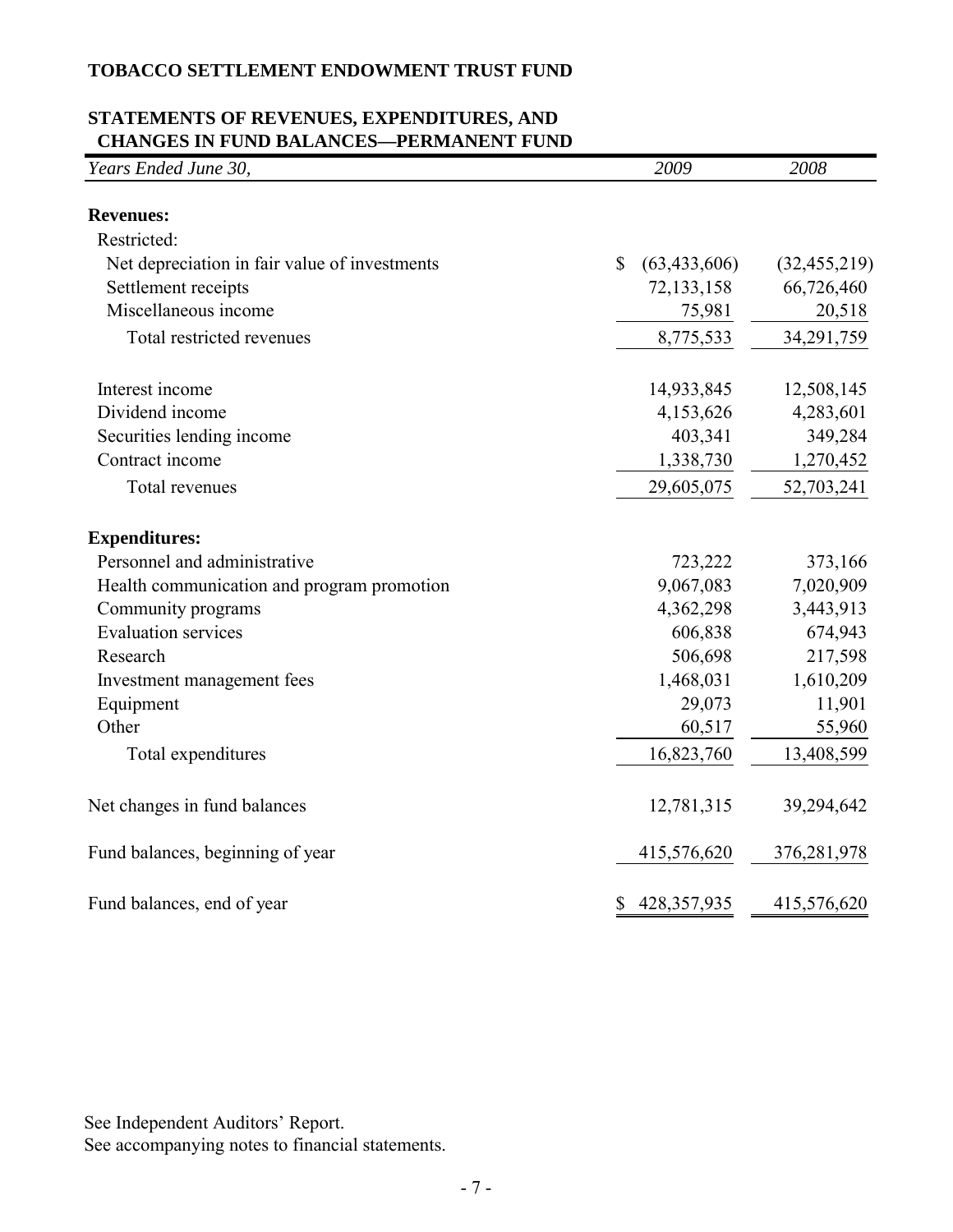**TOBACCO SETTLEMENT ENDOWMENT TRUST FUND**

**STATEMENTS OF REVENUES, EXPENDITURES, AND CHANGES IN FUND BALANCES—PERMANENT FUND**

| *Years Ended June 30,* | *2009* | *2008* |
|---|---|---|
| **Revenues:** | | |
| Restricted: | | |
| Net depreciation in fair value of investments | $ (63,433,606) | (32,455,219) |
| Settlement receipts | 72,133,158 | 66,726,460 |
| Miscellaneous income | 75,981 | 20,518 |
| Total restricted revenues | 8,775,533 | 34,291,759 |
| Interest income | 14,933,845 | 12,508,145 |
| Dividend income | 4,153,626 | 4,283,601 |
| Securities lending income | 403,341 | 349,284 |
| Contract income | 1,338,730 | 1,270,452 |
| Total revenues | 29,605,075 | 52,703,241 |
| **Expenditures:** | | |
| Personnel and administrative | 723,222 | 373,166 |
| Health communication and program promotion | 9,067,083 | 7,020,909 |
| Community programs | 4,362,298 | 3,443,913 |
| Evaluation services | 606,838 | 674,943 |
| Research | 506,698 | 217,598 |
| Investment management fees | 1,468,031 | 1,610,209 |
| Equipment | 29,073 | 11,901 |
| Other | 60,517 | 55,960 |
| Total expenditures | 16,823,760 | 13,408,599 |
| Net changes in fund balances | 12,781,315 | 39,294,642 |
| Fund balances, beginning of year | 415,576,620 | 376,281,978 |
| Fund balances, end of year | $ 428,357,935 | 415,576,620 |

See Independent Auditors' Report.
See accompanying notes to financial statements.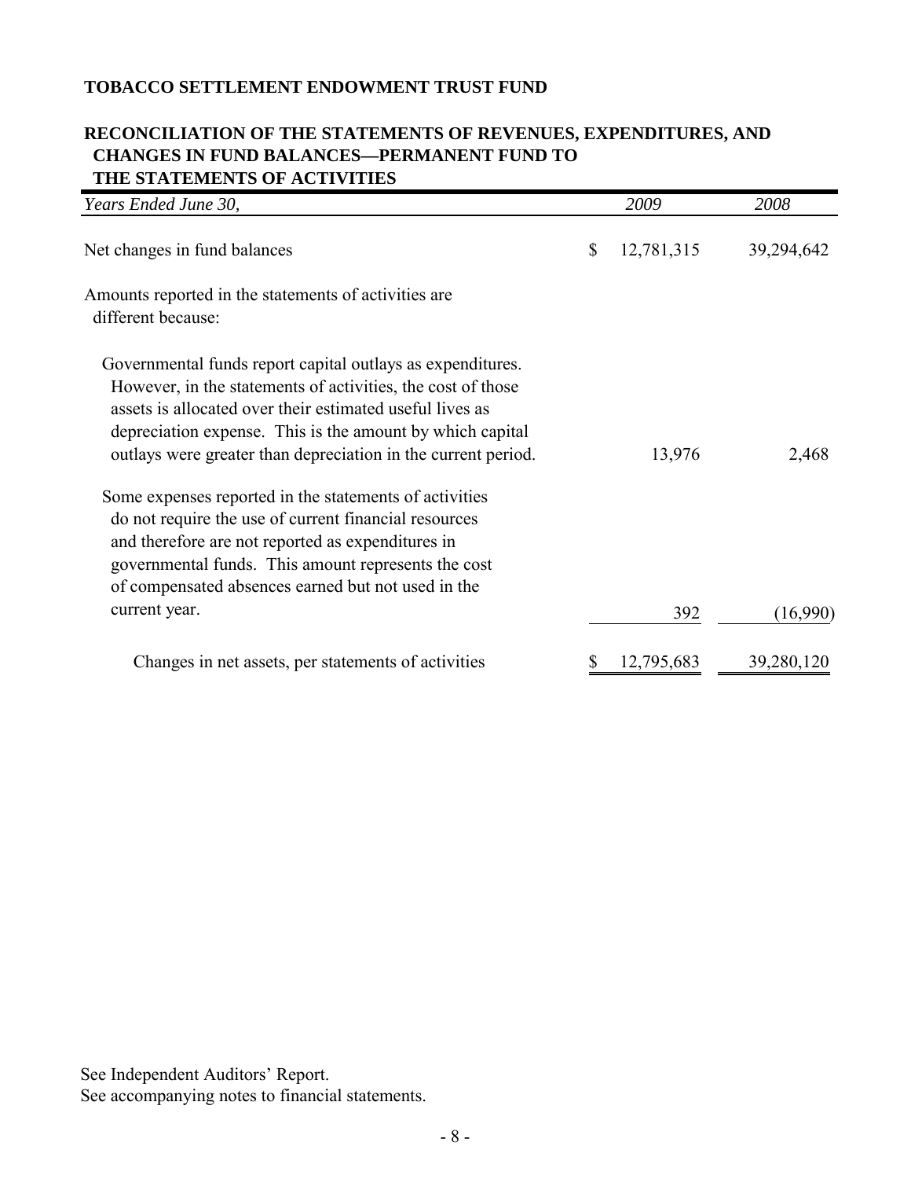**TOBACCO SETTLEMENT ENDOWMENT TRUST FUND**

## RECONCILIATION OF THE STATEMENTS OF REVENUES, EXPENDITURES, AND CHANGES IN FUND BALANCES—PERMANENT FUND TO THE STATEMENTS OF ACTIVITIES

| *Years Ended June 30,* | *2009* | *2008* |
|---|---|---|
| Net changes in fund balances | $ 12,781,315 | 39,294,642 |
| Amounts reported in the statements of activities are different because: | | |
| Governmental funds report capital outlays as expenditures. However, in the statements of activities, the cost of those assets is allocated over their estimated useful lives as depreciation expense. This is the amount by which capital outlays were greater than depreciation in the current period. | 13,976 | 2,468 |
| Some expenses reported in the statements of activities do not require the use of current financial resources and therefore are not reported as expenditures in governmental funds. This amount represents the cost of compensated absences earned but not used in the current year. | 392 | (16,990) |
| Changes in net assets, per statements of activities | $ 12,795,683 | 39,280,120 |

See Independent Auditors' Report.
See accompanying notes to financial statements.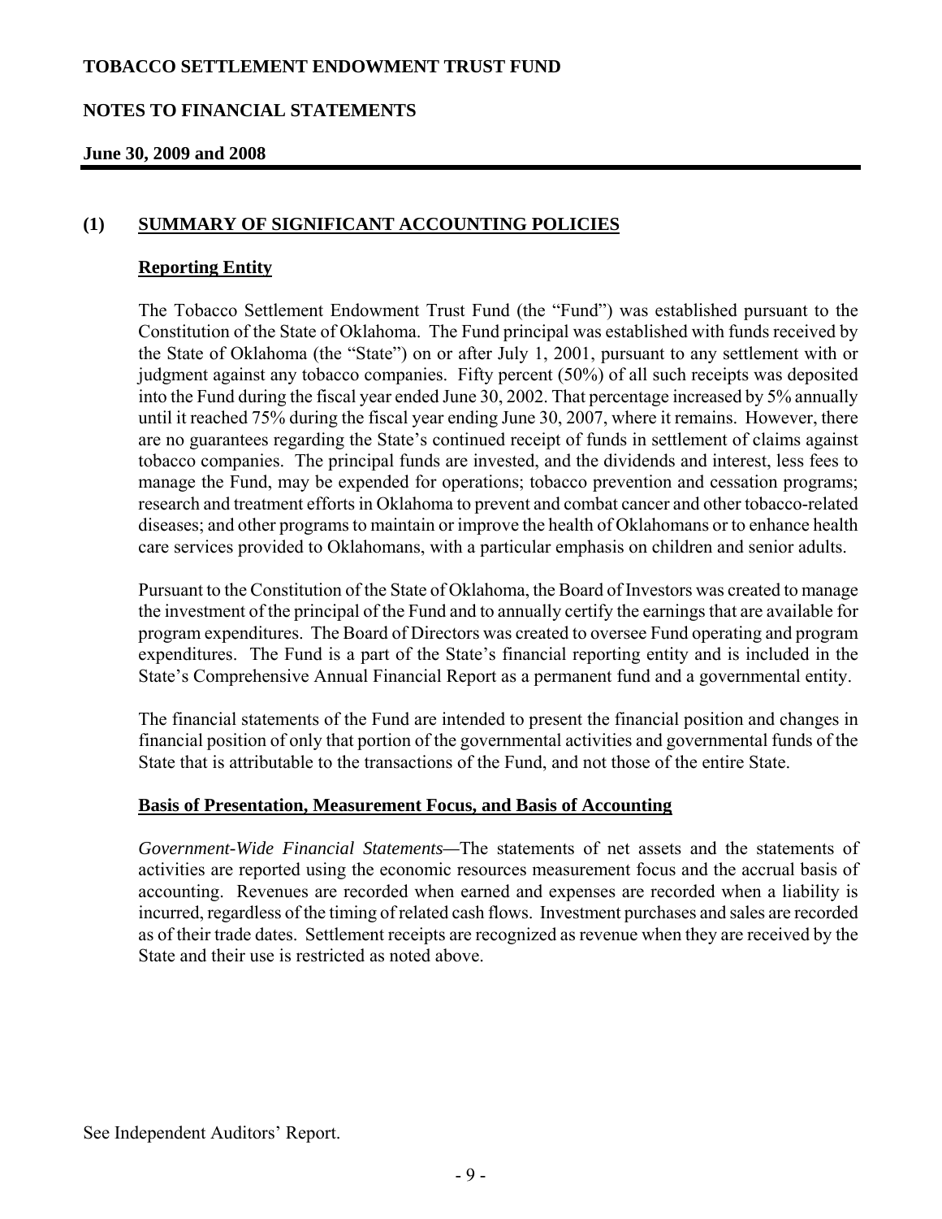## (1) SUMMARY OF SIGNIFICANT ACCOUNTING POLICIES

### Reporting Entity

The Tobacco Settlement Endowment Trust Fund (the "Fund") was established pursuant to the Constitution of the State of Oklahoma. The Fund principal was established with funds received by the State of Oklahoma (the "State") on or after July 1, 2001, pursuant to any settlement with or judgment against any tobacco companies. Fifty percent (50%) of all such receipts was deposited into the Fund during the fiscal year ended June 30, 2002. That percentage increased by 5% annually until it reached 75% during the fiscal year ending June 30, 2007, where it remains. However, there are no guarantees regarding the State's continued receipt of funds in settlement of claims against tobacco companies. The principal funds are invested, and the dividends and interest, less fees to manage the Fund, may be expended for operations; tobacco prevention and cessation programs; research and treatment efforts in Oklahoma to prevent and combat cancer and other tobacco-related diseases; and other programs to maintain or improve the health of Oklahomans or to enhance health care services provided to Oklahomans, with a particular emphasis on children and senior adults.

Pursuant to the Constitution of the State of Oklahoma, the Board of Investors was created to manage the investment of the principal of the Fund and to annually certify the earnings that are available for program expenditures. The Board of Directors was created to oversee Fund operating and program expenditures. The Fund is a part of the State's financial reporting entity and is included in the State's Comprehensive Annual Financial Report as a permanent fund and a governmental entity.

The financial statements of the Fund are intended to present the financial position and changes in financial position of only that portion of the governmental activities and governmental funds of the State that is attributable to the transactions of the Fund, and not those of the entire State.

### Basis of Presentation, Measurement Focus, and Basis of Accounting

*Government-Wide Financial Statements*—The statements of net assets and the statements of activities are reported using the economic resources measurement focus and the accrual basis of accounting. Revenues are recorded when earned and expenses are recorded when a liability is incurred, regardless of the timing of related cash flows. Investment purchases and sales are recorded as of their trade dates. Settlement receipts are recognized as revenue when they are received by the State and their use is restricted as noted above.

See Independent Auditors' Report.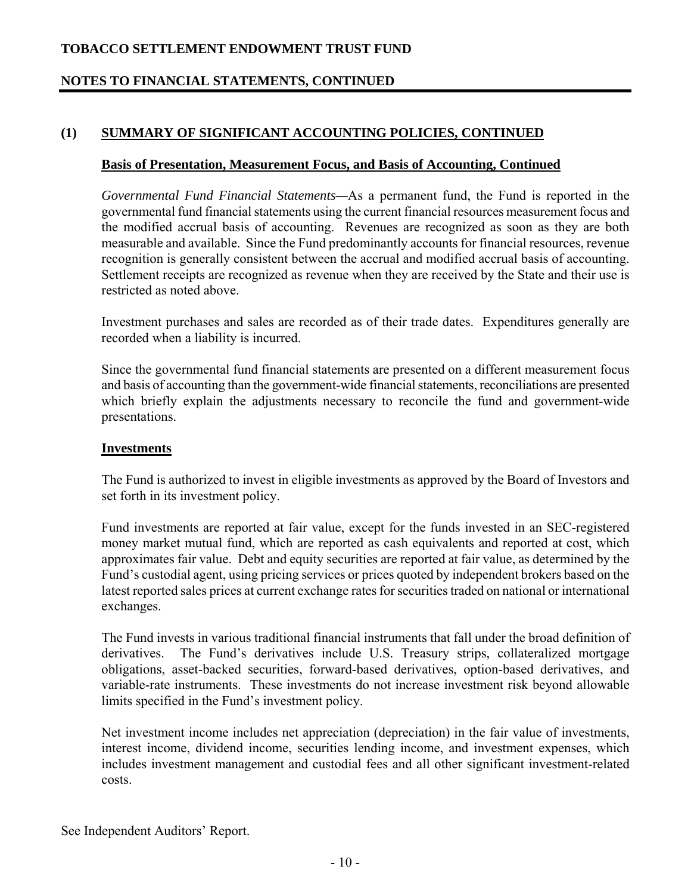## (1) SUMMARY OF SIGNIFICANT ACCOUNTING POLICIES, CONTINUED

### Basis of Presentation, Measurement Focus, and Basis of Accounting, Continued

*Governmental Fund Financial Statements*—As a permanent fund, the Fund is reported in the governmental fund financial statements using the current financial resources measurement focus and the modified accrual basis of accounting. Revenues are recognized as soon as they are both measurable and available. Since the Fund predominantly accounts for financial resources, revenue recognition is generally consistent between the accrual and modified accrual basis of accounting. Settlement receipts are recognized as revenue when they are received by the State and their use is restricted as noted above.

Investment purchases and sales are recorded as of their trade dates. Expenditures generally are recorded when a liability is incurred.

Since the governmental fund financial statements are presented on a different measurement focus and basis of accounting than the government-wide financial statements, reconciliations are presented which briefly explain the adjustments necessary to reconcile the fund and government-wide presentations.

### Investments

The Fund is authorized to invest in eligible investments as approved by the Board of Investors and set forth in its investment policy.

Fund investments are reported at fair value, except for the funds invested in an SEC-registered money market mutual fund, which are reported as cash equivalents and reported at cost, which approximates fair value. Debt and equity securities are reported at fair value, as determined by the Fund's custodial agent, using pricing services or prices quoted by independent brokers based on the latest reported sales prices at current exchange rates for securities traded on national or international exchanges.

The Fund invests in various traditional financial instruments that fall under the broad definition of derivatives. The Fund's derivatives include U.S. Treasury strips, collateralized mortgage obligations, asset-backed securities, forward-based derivatives, option-based derivatives, and variable-rate instruments. These investments do not increase investment risk beyond allowable limits specified in the Fund's investment policy.

Net investment income includes net appreciation (depreciation) in the fair value of investments, interest income, dividend income, securities lending income, and investment expenses, which includes investment management and custodial fees and all other significant investment-related costs.

See Independent Auditors' Report.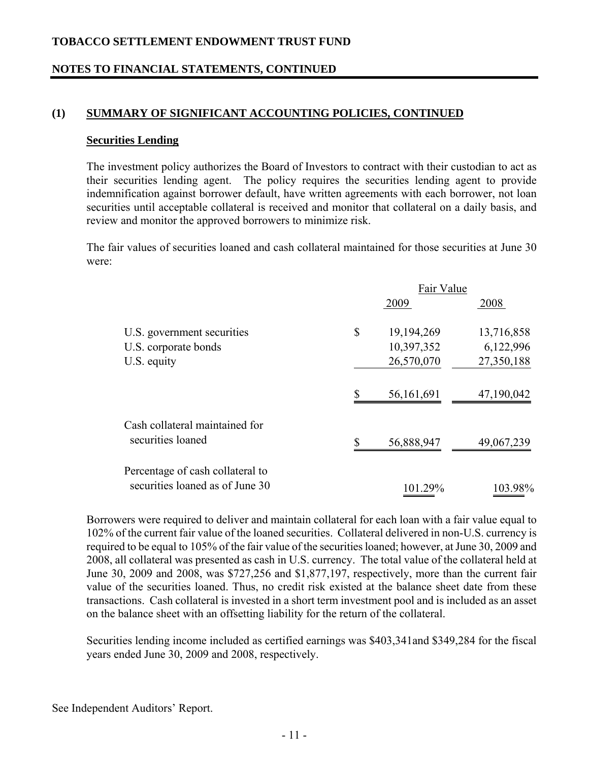**TOBACCO SETTLEMENT ENDOWMENT TRUST FUND**

**NOTES TO FINANCIAL STATEMENTS, CONTINUED**

## (1) SUMMARY OF SIGNIFICANT ACCOUNTING POLICIES, CONTINUED

### Securities Lending

The investment policy authorizes the Board of Investors to contract with their custodian to act as their securities lending agent. The policy requires the securities lending agent to provide indemnification against borrower default, have written agreements with each borrower, not loan securities until acceptable collateral is received and monitor that collateral on a daily basis, and review and monitor the approved borrowers to minimize risk.

The fair values of securities loaned and cash collateral maintained for those securities at June 30 were:

| | Fair Value | |
|---|---|---|
| | 2009 | 2008 |
| U.S. government securities | $ 19,194,269 | 13,716,858 |
| U.S. corporate bonds | 10,397,352 | 6,122,996 |
| U.S. equity | 26,570,070 | 27,350,188 |
| | $ 56,161,691 | 47,190,042 |
| Cash collateral maintained for securities loaned | $ 56,888,947 | 49,067,239 |
| Percentage of cash collateral to securities loaned as of June 30 | 101.29% | 103.98% |

Borrowers were required to deliver and maintain collateral for each loan with a fair value equal to 102% of the current fair value of the loaned securities. Collateral delivered in non-U.S. currency is required to be equal to 105% of the fair value of the securities loaned; however, at June 30, 2009 and 2008, all collateral was presented as cash in U.S. currency. The total value of the collateral held at June 30, 2009 and 2008, was $727,256 and $1,877,197, respectively, more than the current fair value of the securities loaned. Thus, no credit risk existed at the balance sheet date from these transactions. Cash collateral is invested in a short term investment pool and is included as an asset on the balance sheet with an offsetting liability for the return of the collateral.

Securities lending income included as certified earnings was $403,341and $349,284 for the fiscal years ended June 30, 2009 and 2008, respectively.

See Independent Auditors' Report.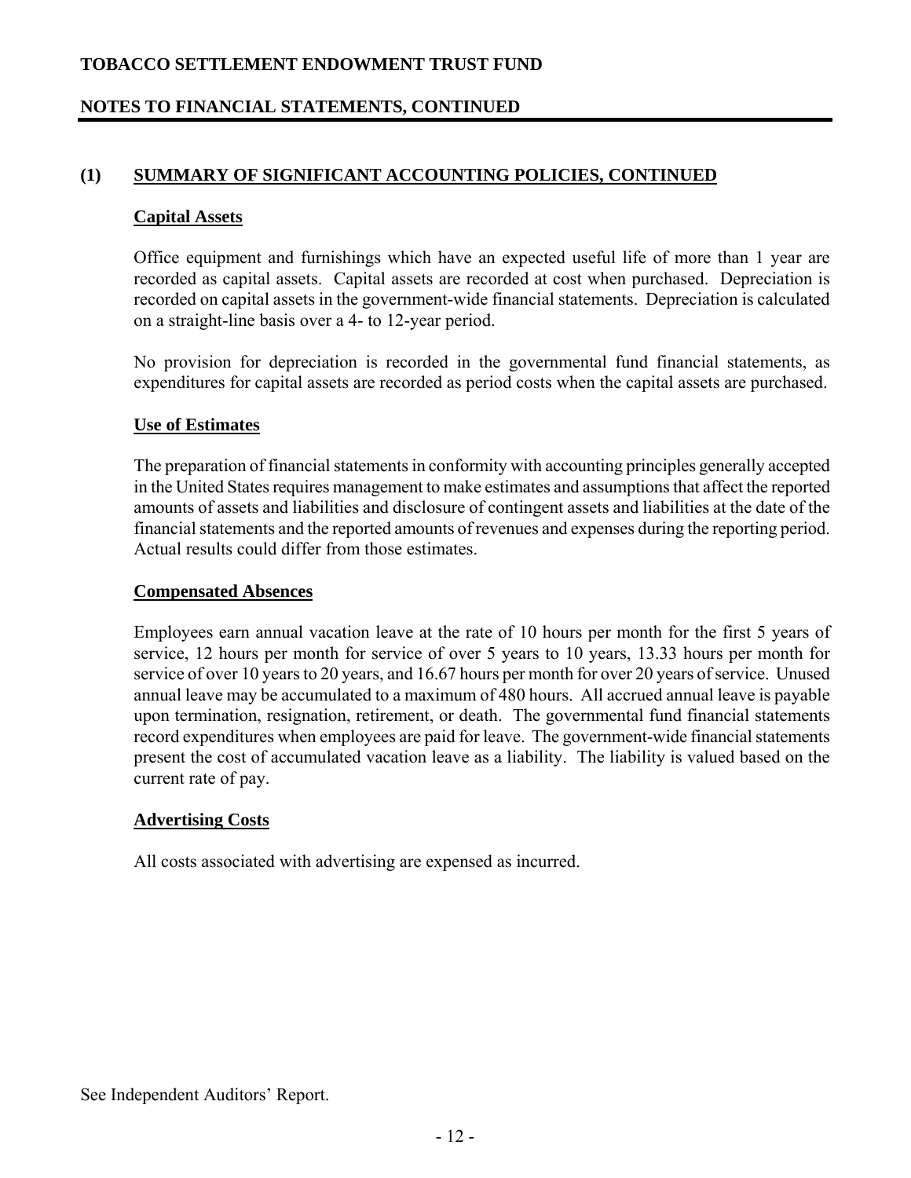## (1) SUMMARY OF SIGNIFICANT ACCOUNTING POLICIES, CONTINUED

### Capital Assets

Office equipment and furnishings which have an expected useful life of more than 1 year are recorded as capital assets. Capital assets are recorded at cost when purchased. Depreciation is recorded on capital assets in the government-wide financial statements. Depreciation is calculated on a straight-line basis over a 4- to 12-year period.

No provision for depreciation is recorded in the governmental fund financial statements, as expenditures for capital assets are recorded as period costs when the capital assets are purchased.

### Use of Estimates

The preparation of financial statements in conformity with accounting principles generally accepted in the United States requires management to make estimates and assumptions that affect the reported amounts of assets and liabilities and disclosure of contingent assets and liabilities at the date of the financial statements and the reported amounts of revenues and expenses during the reporting period. Actual results could differ from those estimates.

### Compensated Absences

Employees earn annual vacation leave at the rate of 10 hours per month for the first 5 years of service, 12 hours per month for service of over 5 years to 10 years, 13.33 hours per month for service of over 10 years to 20 years, and 16.67 hours per month for over 20 years of service. Unused annual leave may be accumulated to a maximum of 480 hours. All accrued annual leave is payable upon termination, resignation, retirement, or death. The governmental fund financial statements record expenditures when employees are paid for leave. The government-wide financial statements present the cost of accumulated vacation leave as a liability. The liability is valued based on the current rate of pay.

### Advertising Costs

All costs associated with advertising are expensed as incurred.

See Independent Auditors' Report.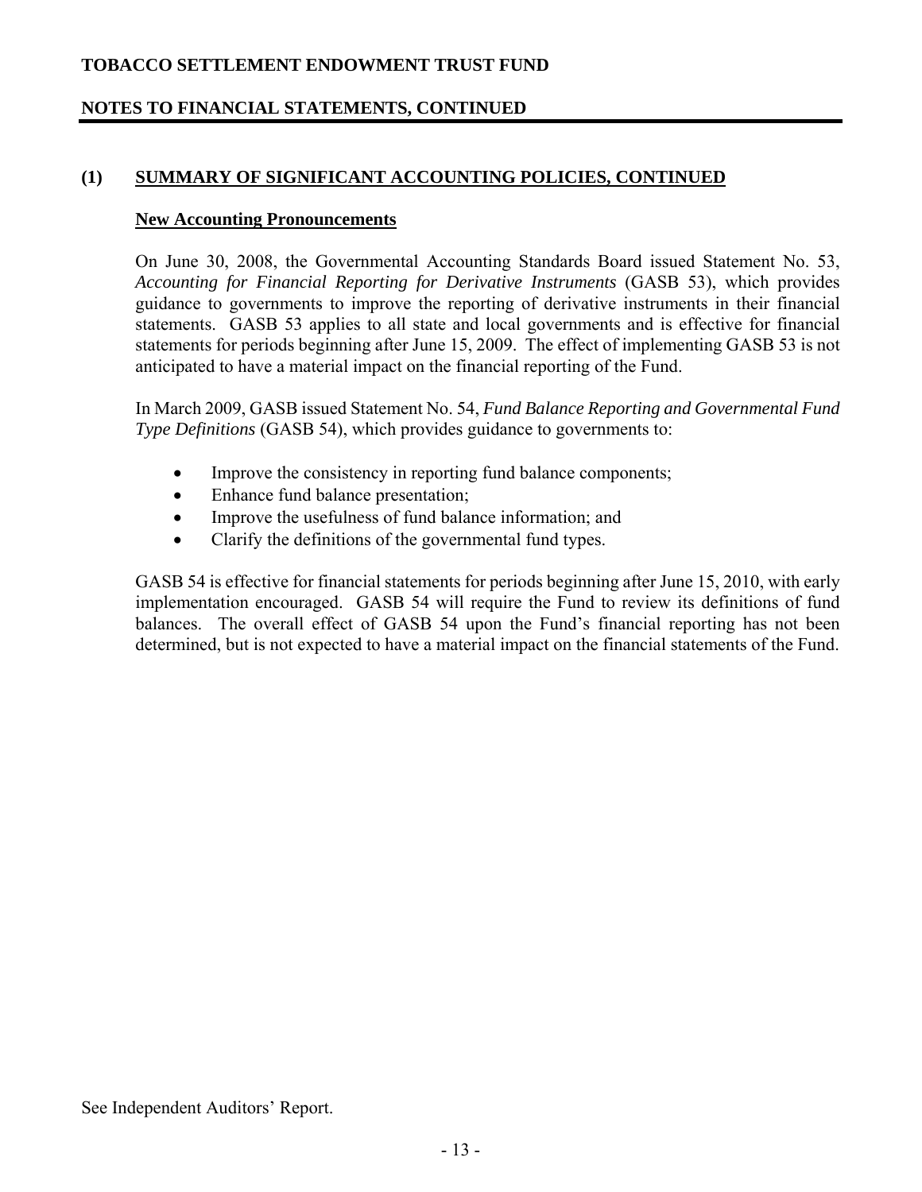## (1) SUMMARY OF SIGNIFICANT ACCOUNTING POLICIES, CONTINUED

### New Accounting Pronouncements

On June 30, 2008, the Governmental Accounting Standards Board issued Statement No. 53, *Accounting for Financial Reporting for Derivative Instruments* (GASB 53), which provides guidance to governments to improve the reporting of derivative instruments in their financial statements. GASB 53 applies to all state and local governments and is effective for financial statements for periods beginning after June 15, 2009. The effect of implementing GASB 53 is not anticipated to have a material impact on the financial reporting of the Fund.

In March 2009, GASB issued Statement No. 54, *Fund Balance Reporting and Governmental Fund Type Definitions* (GASB 54), which provides guidance to governments to:

- Improve the consistency in reporting fund balance components;
- Enhance fund balance presentation;
- Improve the usefulness of fund balance information; and
- Clarify the definitions of the governmental fund types.

GASB 54 is effective for financial statements for periods beginning after June 15, 2010, with early implementation encouraged. GASB 54 will require the Fund to review its definitions of fund balances. The overall effect of GASB 54 upon the Fund's financial reporting has not been determined, but is not expected to have a material impact on the financial statements of the Fund.

See Independent Auditors' Report.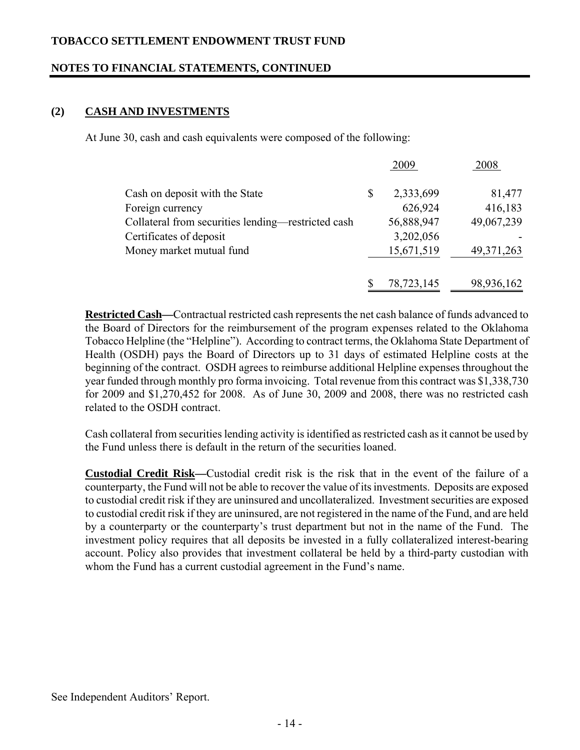**TOBACCO SETTLEMENT ENDOWMENT TRUST FUND**

**NOTES TO FINANCIAL STATEMENTS, CONTINUED**

## (2) CASH AND INVESTMENTS

At June 30, cash and cash equivalents were composed of the following:

| | | 2009 | 2008 |
|---|---|---|---|
| Cash on deposit with the State | $ | 2,333,699 | 81,477 |
| Foreign currency | | 626,924 | 416,183 |
| Collateral from securities lending—restricted cash | | 56,888,947 | 49,067,239 |
| Certificates of deposit | | 3,202,056 | - |
| Money market mutual fund | | 15,671,519 | 49,371,263 |
| | $ | 78,723,145 | 98,936,162 |

**Restricted Cash—**Contractual restricted cash represents the net cash balance of funds advanced to the Board of Directors for the reimbursement of the program expenses related to the Oklahoma Tobacco Helpline (the "Helpline"). According to contract terms, the Oklahoma State Department of Health (OSDH) pays the Board of Directors up to 31 days of estimated Helpline costs at the beginning of the contract. OSDH agrees to reimburse additional Helpline expenses throughout the year funded through monthly pro forma invoicing. Total revenue from this contract was $1,338,730 for 2009 and $1,270,452 for 2008. As of June 30, 2009 and 2008, there was no restricted cash related to the OSDH contract.

Cash collateral from securities lending activity is identified as restricted cash as it cannot be used by the Fund unless there is default in the return of the securities loaned.

**Custodial Credit Risk—**Custodial credit risk is the risk that in the event of the failure of a counterparty, the Fund will not be able to recover the value of its investments. Deposits are exposed to custodial credit risk if they are uninsured and uncollateralized. Investment securities are exposed to custodial credit risk if they are uninsured, are not registered in the name of the Fund, and are held by a counterparty or the counterparty's trust department but not in the name of the Fund. The investment policy requires that all deposits be invested in a fully collateralized interest-bearing account. Policy also provides that investment collateral be held by a third-party custodian with whom the Fund has a current custodial agreement in the Fund's name.

See Independent Auditors' Report.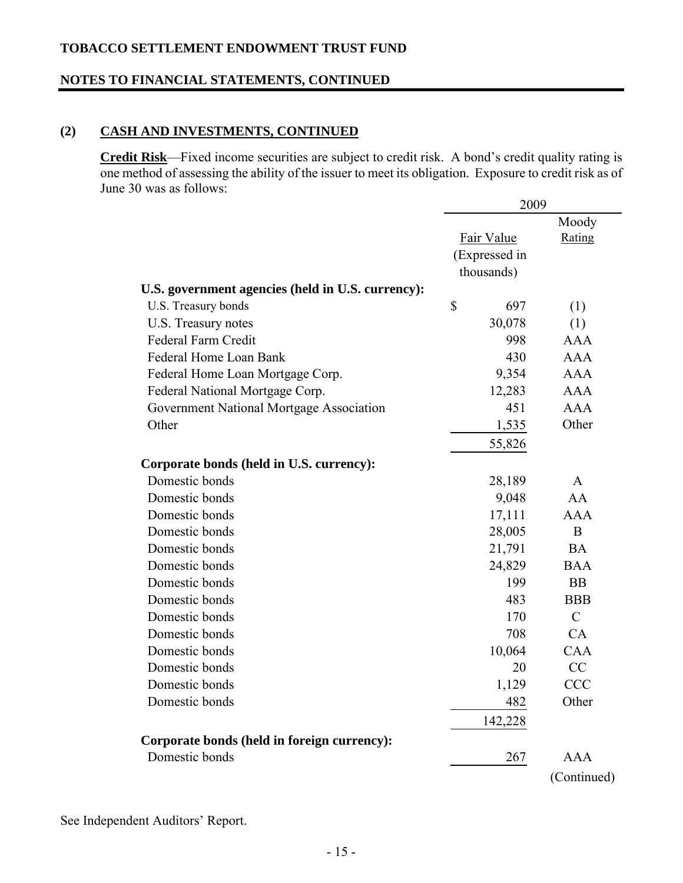## TOBACCO SETTLEMENT ENDOWMENT TRUST FUND

## NOTES TO FINANCIAL STATEMENTS, CONTINUED

### (2) CASH AND INVESTMENTS, CONTINUED

**Credit Risk**—Fixed income securities are subject to credit risk. A bond's credit quality rating is one method of assessing the ability of the issuer to meet its obligation. Exposure to credit risk as of June 30 was as follows:

| | 2009 | |
|---|---|---|
| | Fair Value (Expressed in thousands) | Moody Rating |
| **U.S. government agencies (held in U.S. currency):** | | |
| U.S. Treasury bonds | $ 697 | (1) |
| U.S. Treasury notes | 30,078 | (1) |
| Federal Farm Credit | 998 | AAA |
| Federal Home Loan Bank | 430 | AAA |
| Federal Home Loan Mortgage Corp. | 9,354 | AAA |
| Federal National Mortgage Corp. | 12,283 | AAA |
| Government National Mortgage Association | 451 | AAA |
| Other | 1,535 | Other |
| | 55,826 | |
| **Corporate bonds (held in U.S. currency):** | | |
| Domestic bonds | 28,189 | A |
| Domestic bonds | 9,048 | AA |
| Domestic bonds | 17,111 | AAA |
| Domestic bonds | 28,005 | B |
| Domestic bonds | 21,791 | BA |
| Domestic bonds | 24,829 | BAA |
| Domestic bonds | 199 | BB |
| Domestic bonds | 483 | BBB |
| Domestic bonds | 170 | C |
| Domestic bonds | 708 | CA |
| Domestic bonds | 10,064 | CAA |
| Domestic bonds | 20 | CC |
| Domestic bonds | 1,129 | CCC |
| Domestic bonds | 482 | Other |
| | 142,228 | |
| **Corporate bonds (held in foreign currency):** | | |
| Domestic bonds | 267 | AAA |

(Continued)

See Independent Auditors' Report.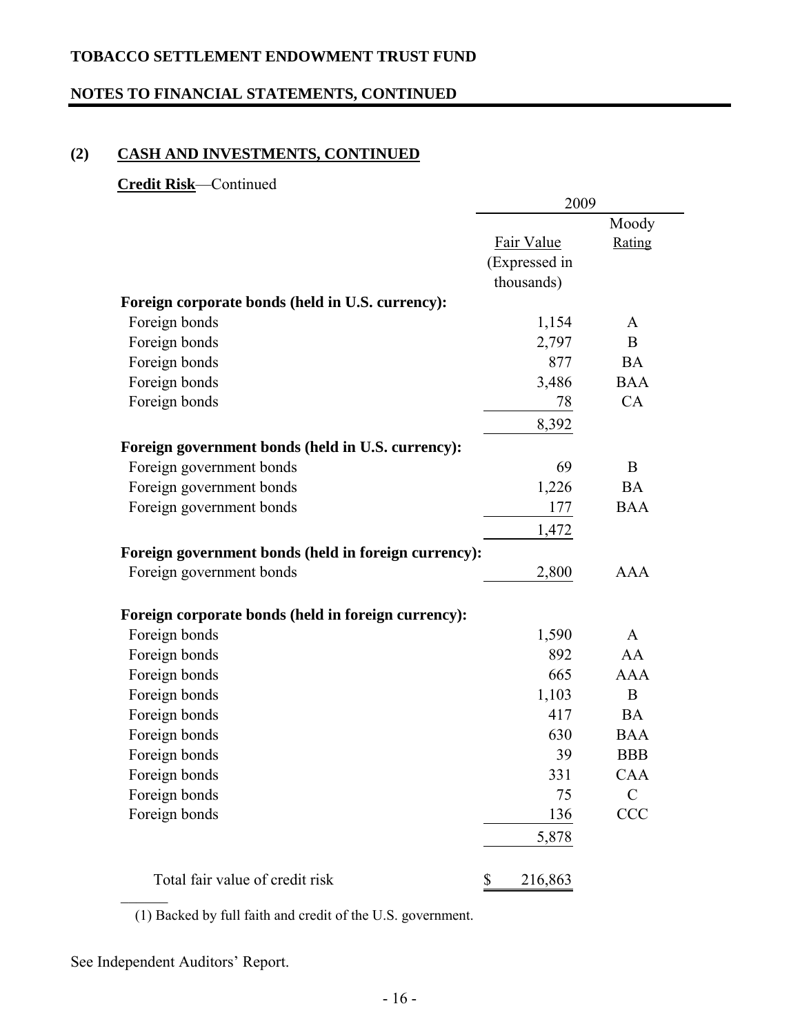**TOBACCO SETTLEMENT ENDOWMENT TRUST FUND**

**NOTES TO FINANCIAL STATEMENTS, CONTINUED**

## (2) CASH AND INVESTMENTS, CONTINUED

**Credit Risk**—Continued

| | 2009 | |
|---|---|---|
| | Fair Value (Expressed in thousands) | Moody Rating |
| **Foreign corporate bonds (held in U.S. currency):** | | |
| Foreign bonds | 1,154 | A |
| Foreign bonds | 2,797 | B |
| Foreign bonds | 877 | BA |
| Foreign bonds | 3,486 | BAA |
| Foreign bonds | 78 | CA |
| | 8,392 | |
| **Foreign government bonds (held in U.S. currency):** | | |
| Foreign government bonds | 69 | B |
| Foreign government bonds | 1,226 | BA |
| Foreign government bonds | 177 | BAA |
| | 1,472 | |
| **Foreign government bonds (held in foreign currency):** | | |
| Foreign government bonds | 2,800 | AAA |
| **Foreign corporate bonds (held in foreign currency):** | | |
| Foreign bonds | 1,590 | A |
| Foreign bonds | 892 | AA |
| Foreign bonds | 665 | AAA |
| Foreign bonds | 1,103 | B |
| Foreign bonds | 417 | BA |
| Foreign bonds | 630 | BAA |
| Foreign bonds | 39 | BBB |
| Foreign bonds | 331 | CAA |
| Foreign bonds | 75 | C |
| Foreign bonds | 136 | CCC |
| | 5,878 | |
| Total fair value of credit risk | $ 216,863 | |

(1) Backed by full faith and credit of the U.S. government.

See Independent Auditors' Report.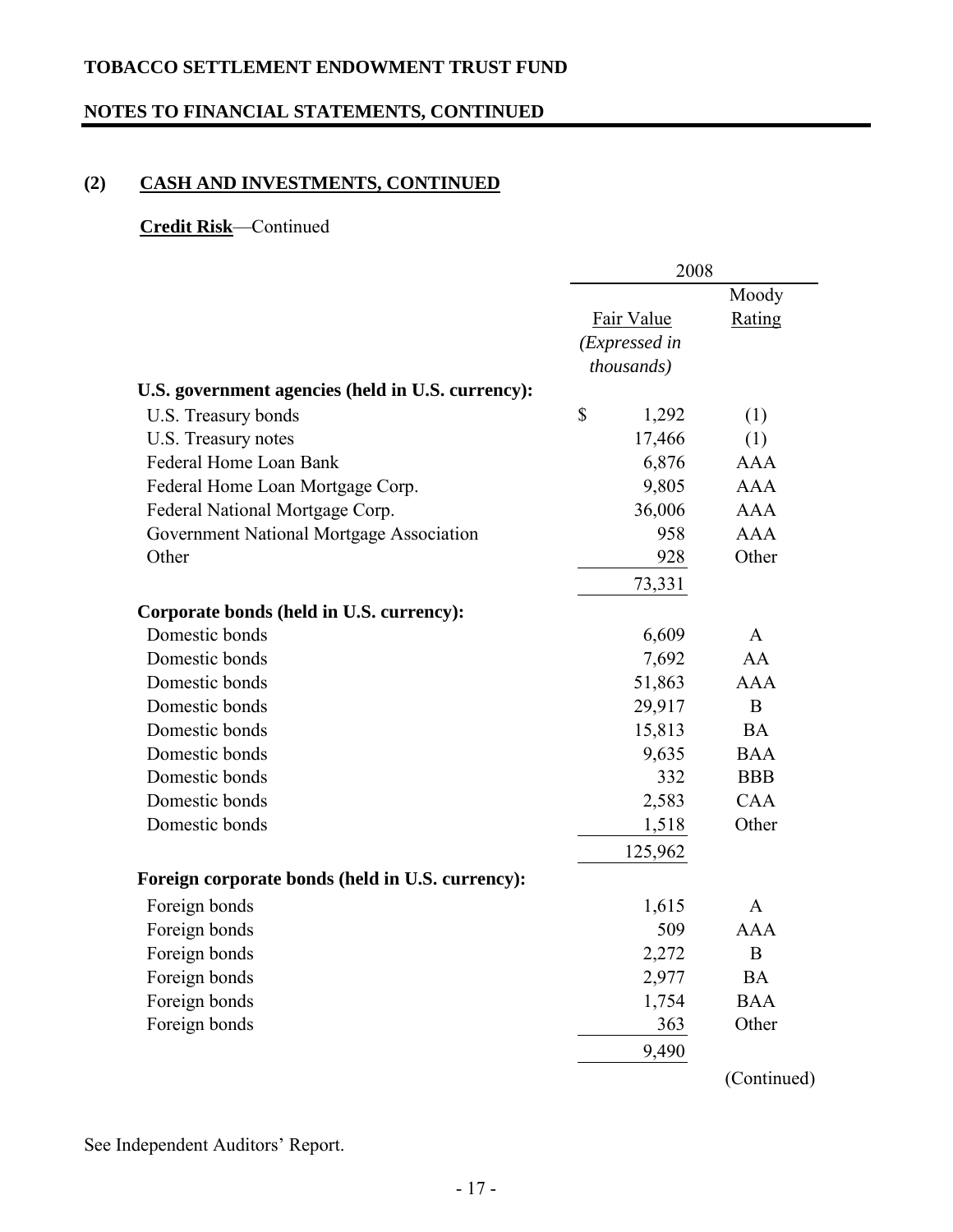## TOBACCO SETTLEMENT ENDOWMENT TRUST FUND

## NOTES TO FINANCIAL STATEMENTS, CONTINUED

### (2) CASH AND INVESTMENTS, CONTINUED

**Credit Risk**—Continued

| | 2008 | |
|---|---|---|
| | Fair Value *(Expressed in thousands)* | Moody Rating |
| **U.S. government agencies (held in U.S. currency):** | | |
| U.S. Treasury bonds | $ 1,292 | (1) |
| U.S. Treasury notes | 17,466 | (1) |
| Federal Home Loan Bank | 6,876 | AAA |
| Federal Home Loan Mortgage Corp. | 9,805 | AAA |
| Federal National Mortgage Corp. | 36,006 | AAA |
| Government National Mortgage Association | 958 | AAA |
| Other | 928 | Other |
| | 73,331 | |
| **Corporate bonds (held in U.S. currency):** | | |
| Domestic bonds | 6,609 | A |
| Domestic bonds | 7,692 | AA |
| Domestic bonds | 51,863 | AAA |
| Domestic bonds | 29,917 | B |
| Domestic bonds | 15,813 | BA |
| Domestic bonds | 9,635 | BAA |
| Domestic bonds | 332 | BBB |
| Domestic bonds | 2,583 | CAA |
| Domestic bonds | 1,518 | Other |
| | 125,962 | |
| **Foreign corporate bonds (held in U.S. currency):** | | |
| Foreign bonds | 1,615 | A |
| Foreign bonds | 509 | AAA |
| Foreign bonds | 2,272 | B |
| Foreign bonds | 2,977 | BA |
| Foreign bonds | 1,754 | BAA |
| Foreign bonds | 363 | Other |
| | 9,490 | |

(Continued)

See Independent Auditors' Report.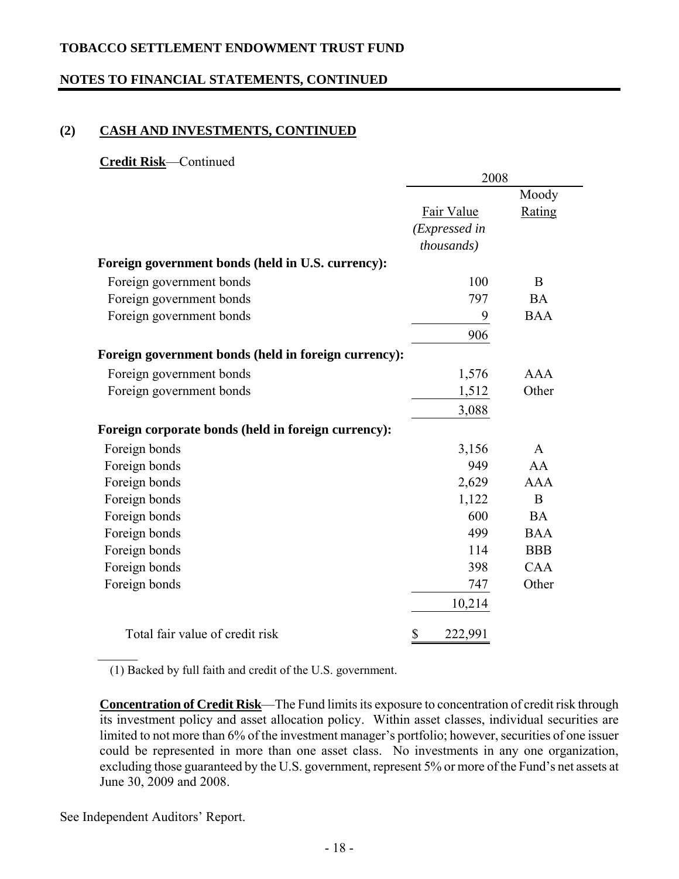**TOBACCO SETTLEMENT ENDOWMENT TRUST FUND**

**NOTES TO FINANCIAL STATEMENTS, CONTINUED**

## (2) CASH AND INVESTMENTS, CONTINUED

**Credit Risk**—Continued

| | 2008 | |
|---|---|---|
| | Fair Value *(Expressed in thousands)* | Moody Rating |
| **Foreign government bonds (held in U.S. currency):** | | |
| Foreign government bonds | 100 | B |
| Foreign government bonds | 797 | BA |
| Foreign government bonds | 9 | BAA |
| | 906 | |
| **Foreign government bonds (held in foreign currency):** | | |
| Foreign government bonds | 1,576 | AAA |
| Foreign government bonds | 1,512 | Other |
| | 3,088 | |
| **Foreign corporate bonds (held in foreign currency):** | | |
| Foreign bonds | 3,156 | A |
| Foreign bonds | 949 | AA |
| Foreign bonds | 2,629 | AAA |
| Foreign bonds | 1,122 | B |
| Foreign bonds | 600 | BA |
| Foreign bonds | 499 | BAA |
| Foreign bonds | 114 | BBB |
| Foreign bonds | 398 | CAA |
| Foreign bonds | 747 | Other |
| | 10,214 | |
| Total fair value of credit risk | $ 222,991 | |

(1) Backed by full faith and credit of the U.S. government.

**Concentration of Credit Risk**—The Fund limits its exposure to concentration of credit risk through its investment policy and asset allocation policy. Within asset classes, individual securities are limited to not more than 6% of the investment manager's portfolio; however, securities of one issuer could be represented in more than one asset class. No investments in any one organization, excluding those guaranteed by the U.S. government, represent 5% or more of the Fund's net assets at June 30, 2009 and 2008.

See Independent Auditors' Report.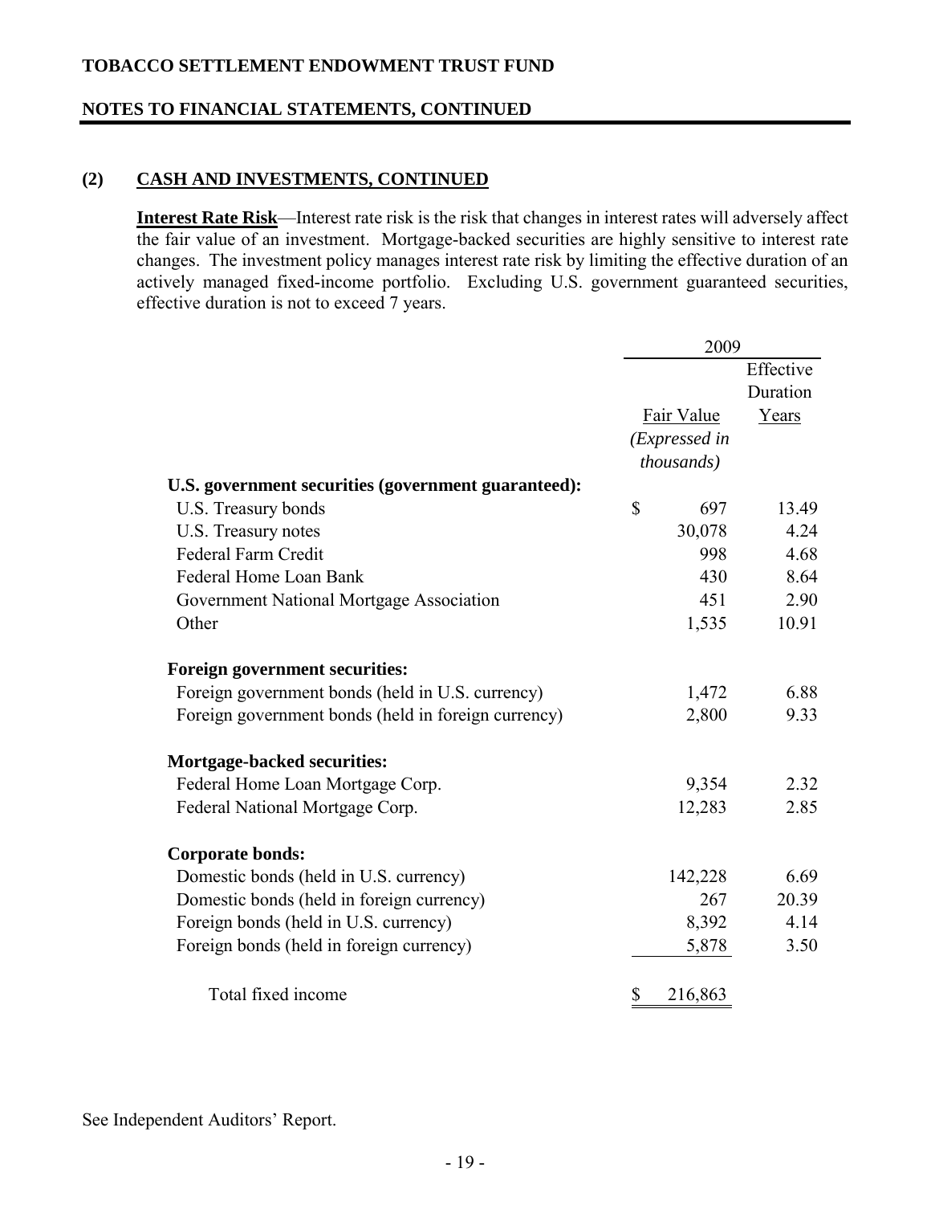**TOBACCO SETTLEMENT ENDOWMENT TRUST FUND**

**NOTES TO FINANCIAL STATEMENTS, CONTINUED**

## (2) CASH AND INVESTMENTS, CONTINUED

**Interest Rate Risk**—Interest rate risk is the risk that changes in interest rates will adversely affect the fair value of an investment. Mortgage-backed securities are highly sensitive to interest rate changes. The investment policy manages interest rate risk by limiting the effective duration of an actively managed fixed-income portfolio. Excluding U.S. government guaranteed securities, effective duration is not to exceed 7 years.

| | 2009 | |
|---|---|---|
| | Fair Value *(Expressed in thousands)* | Effective Duration Years |
| **U.S. government securities (government guaranteed):** | | |
| U.S. Treasury bonds | $ 697 | 13.49 |
| U.S. Treasury notes | 30,078 | 4.24 |
| Federal Farm Credit | 998 | 4.68 |
| Federal Home Loan Bank | 430 | 8.64 |
| Government National Mortgage Association | 451 | 2.90 |
| Other | 1,535 | 10.91 |
| **Foreign government securities:** | | |
| Foreign government bonds (held in U.S. currency) | 1,472 | 6.88 |
| Foreign government bonds (held in foreign currency) | 2,800 | 9.33 |
| **Mortgage-backed securities:** | | |
| Federal Home Loan Mortgage Corp. | 9,354 | 2.32 |
| Federal National Mortgage Corp. | 12,283 | 2.85 |
| **Corporate bonds:** | | |
| Domestic bonds (held in U.S. currency) | 142,228 | 6.69 |
| Domestic bonds (held in foreign currency) | 267 | 20.39 |
| Foreign bonds (held in U.S. currency) | 8,392 | 4.14 |
| Foreign bonds (held in foreign currency) | 5,878 | 3.50 |
| Total fixed income | $ 216,863 | |

See Independent Auditors' Report.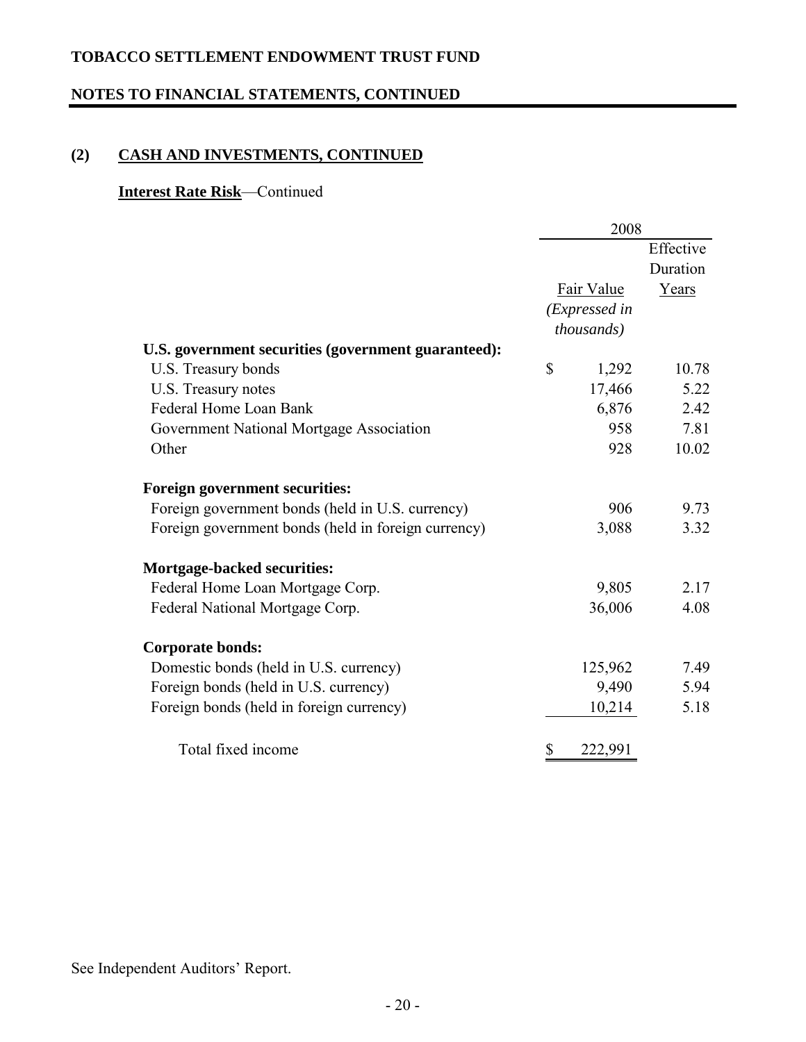**TOBACCO SETTLEMENT ENDOWMENT TRUST FUND**

**NOTES TO FINANCIAL STATEMENTS, CONTINUED**

## (2) CASH AND INVESTMENTS, CONTINUED

**Interest Rate Risk**—Continued

| | 2008 | |
|---|---|---|
| | Fair Value *(Expressed in thousands)* | Effective Duration Years |
| **U.S. government securities (government guaranteed):** | | |
| U.S. Treasury bonds | $ 1,292 | 10.78 |
| U.S. Treasury notes | 17,466 | 5.22 |
| Federal Home Loan Bank | 6,876 | 2.42 |
| Government National Mortgage Association | 958 | 7.81 |
| Other | 928 | 10.02 |
| **Foreign government securities:** | | |
| Foreign government bonds (held in U.S. currency) | 906 | 9.73 |
| Foreign government bonds (held in foreign currency) | 3,088 | 3.32 |
| **Mortgage-backed securities:** | | |
| Federal Home Loan Mortgage Corp. | 9,805 | 2.17 |
| Federal National Mortgage Corp. | 36,006 | 4.08 |
| **Corporate bonds:** | | |
| Domestic bonds (held in U.S. currency) | 125,962 | 7.49 |
| Foreign bonds (held in U.S. currency) | 9,490 | 5.94 |
| Foreign bonds (held in foreign currency) | 10,214 | 5.18 |
| Total fixed income | $ 222,991 | |

See Independent Auditors' Report.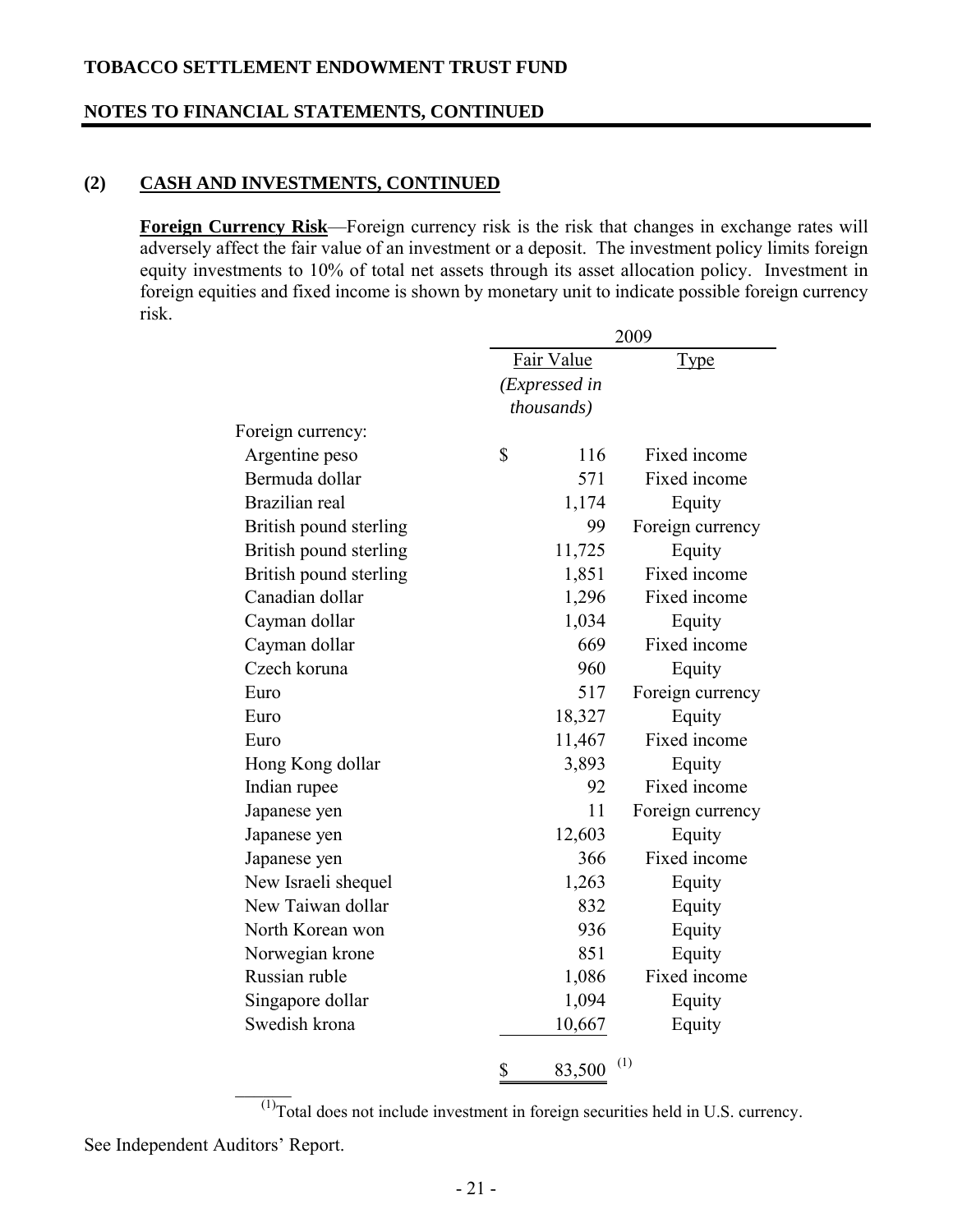TOBACCO SETTLEMENT ENDOWMENT TRUST FUND

NOTES TO FINANCIAL STATEMENTS, CONTINUED

## (2) CASH AND INVESTMENTS, CONTINUED

**Foreign Currency Risk**—Foreign currency risk is the risk that changes in exchange rates will adversely affect the fair value of an investment or a deposit. The investment policy limits foreign equity investments to 10% of total net assets through its asset allocation policy. Investment in foreign equities and fixed income is shown by monetary unit to indicate possible foreign currency risk.

| | 2009 | |
|---|---|---|
| | Fair Value *(Expressed in thousands)* | Type |
| Foreign currency: | | |
| Argentine peso | $ 116 | Fixed income |
| Bermuda dollar | 571 | Fixed income |
| Brazilian real | 1,174 | Equity |
| British pound sterling | 99 | Foreign currency |
| British pound sterling | 11,725 | Equity |
| British pound sterling | 1,851 | Fixed income |
| Canadian dollar | 1,296 | Fixed income |
| Cayman dollar | 1,034 | Equity |
| Cayman dollar | 669 | Fixed income |
| Czech koruna | 960 | Equity |
| Euro | 517 | Foreign currency |
| Euro | 18,327 | Equity |
| Euro | 11,467 | Fixed income |
| Hong Kong dollar | 3,893 | Equity |
| Indian rupee | 92 | Fixed income |
| Japanese yen | 11 | Foreign currency |
| Japanese yen | 12,603 | Equity |
| Japanese yen | 366 | Fixed income |
| New Israeli shequel | 1,263 | Equity |
| New Taiwan dollar | 832 | Equity |
| North Korean won | 936 | Equity |
| Norwegian krone | 851 | Equity |
| Russian ruble | 1,086 | Fixed income |
| Singapore dollar | 1,094 | Equity |
| Swedish krona | 10,667 | Equity |
| | $ 83,500 [(1)] | |

[(1)] Total does not include investment in foreign securities held in U.S. currency.

See Independent Auditors' Report.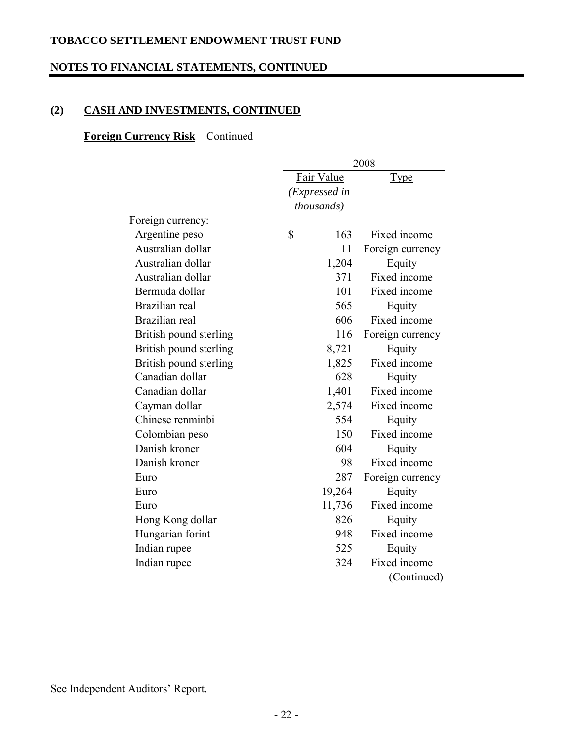## (2) CASH AND INVESTMENTS, CONTINUED

**Foreign Currency Risk**—Continued

| | 2008 | |
|---|---|---|
| | Fair Value *(Expressed in thousands)* | Type |
| Foreign currency: | | |
| Argentine peso | $ 163 | Fixed income |
| Australian dollar | 11 | Foreign currency |
| Australian dollar | 1,204 | Equity |
| Australian dollar | 371 | Fixed income |
| Bermuda dollar | 101 | Fixed income |
| Brazilian real | 565 | Equity |
| Brazilian real | 606 | Fixed income |
| British pound sterling | 116 | Foreign currency |
| British pound sterling | 8,721 | Equity |
| British pound sterling | 1,825 | Fixed income |
| Canadian dollar | 628 | Equity |
| Canadian dollar | 1,401 | Fixed income |
| Cayman dollar | 2,574 | Fixed income |
| Chinese renminbi | 554 | Equity |
| Colombian peso | 150 | Fixed income |
| Danish kroner | 604 | Equity |
| Danish kroner | 98 | Fixed income |
| Euro | 287 | Foreign currency |
| Euro | 19,264 | Equity |
| Euro | 11,736 | Fixed income |
| Hong Kong dollar | 826 | Equity |
| Hungarian forint | 948 | Fixed income |
| Indian rupee | 525 | Equity |
| Indian rupee | 324 | Fixed income |

(Continued)

See Independent Auditors' Report.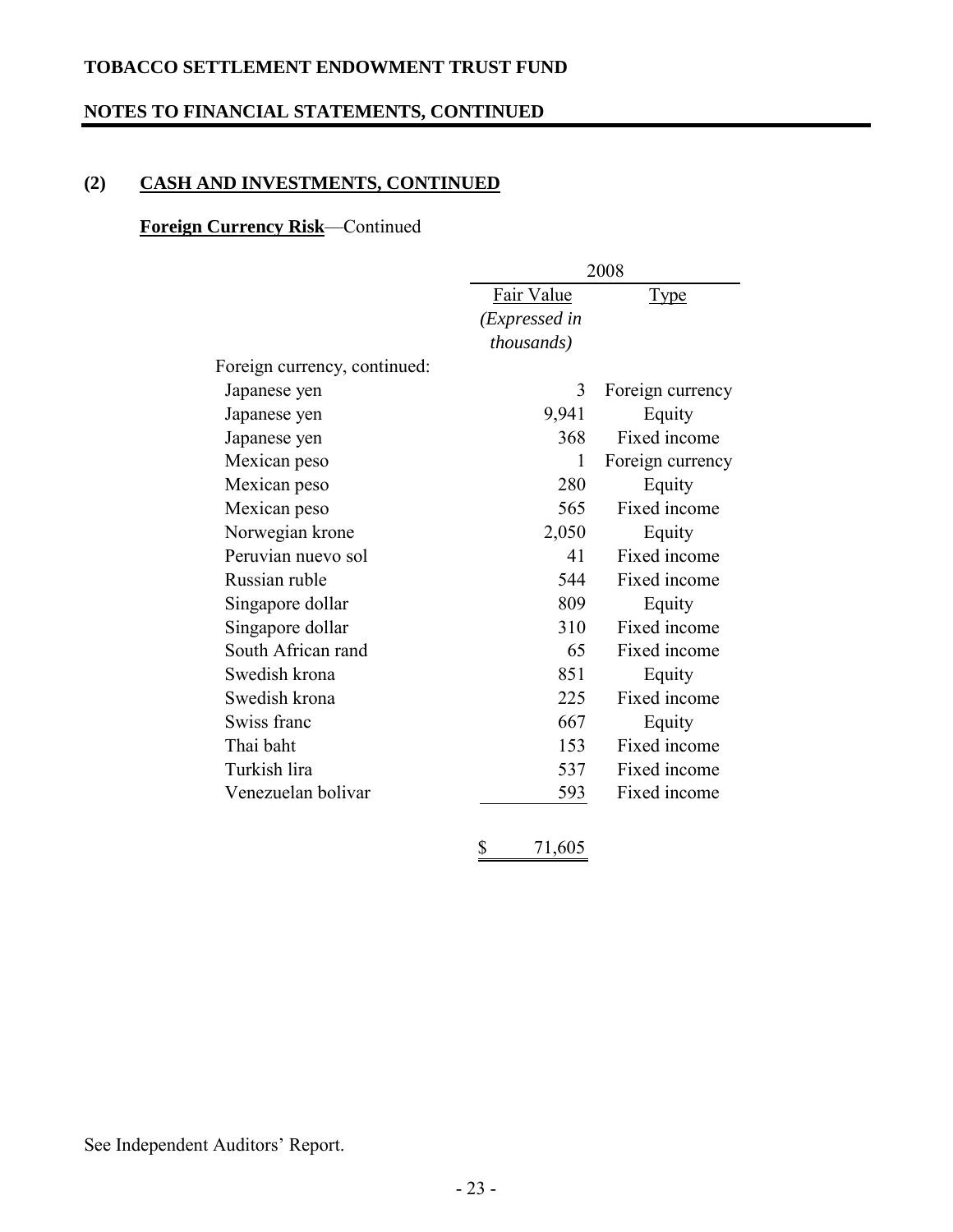TOBACCO SETTLEMENT ENDOWMENT TRUST FUND

NOTES TO FINANCIAL STATEMENTS, CONTINUED

## (2) CASH AND INVESTMENTS, CONTINUED

**Foreign Currency Risk**—Continued

| | 2008 | |
|---|---|---|
| | Fair Value *(Expressed in thousands)* | Type |
| Foreign currency, continued: | | |
| Japanese yen | 3 | Foreign currency |
| Japanese yen | 9,941 | Equity |
| Japanese yen | 368 | Fixed income |
| Mexican peso | 1 | Foreign currency |
| Mexican peso | 280 | Equity |
| Mexican peso | 565 | Fixed income |
| Norwegian krone | 2,050 | Equity |
| Peruvian nuevo sol | 41 | Fixed income |
| Russian ruble | 544 | Fixed income |
| Singapore dollar | 809 | Equity |
| Singapore dollar | 310 | Fixed income |
| South African rand | 65 | Fixed income |
| Swedish krona | 851 | Equity |
| Swedish krona | 225 | Fixed income |
| Swiss franc | 667 | Equity |
| Thai baht | 153 | Fixed income |
| Turkish lira | 537 | Fixed income |
| Venezuelan bolivar | 593 | Fixed income |
| | $ 71,605 | |

See Independent Auditors' Report.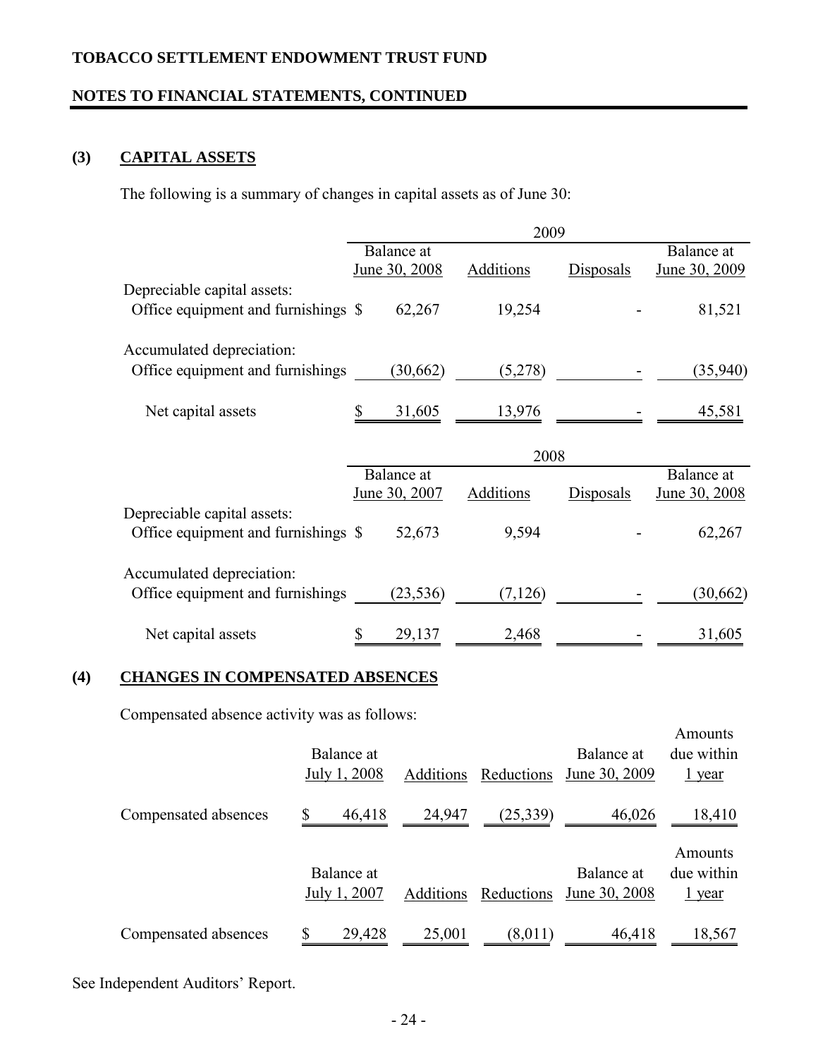TOBACCO SETTLEMENT ENDOWMENT TRUST FUND

NOTES TO FINANCIAL STATEMENTS, CONTINUED

## (3) CAPITAL ASSETS

The following is a summary of changes in capital assets as of June 30:

| | 2009 | | | |
|---|---|---|---|---|
| | Balance at June 30, 2008 | Additions | Disposals | Balance at June 30, 2009 |
| Depreciable capital assets: | | | | |
| Office equipment and furnishings | $ 62,267 | 19,254 | - | 81,521 |
| Accumulated depreciation: | | | | |
| Office equipment and furnishings | (30,662) | (5,278) | - | (35,940) |
| Net capital assets | $ 31,605 | 13,976 | - | 45,581 |

| | 2008 | | | |
|---|---|---|---|---|
| | Balance at June 30, 2007 | Additions | Disposals | Balance at June 30, 2008 |
| Depreciable capital assets: | | | | |
| Office equipment and furnishings | $ 52,673 | 9,594 | - | 62,267 |
| Accumulated depreciation: | | | | |
| Office equipment and furnishings | (23,536) | (7,126) | - | (30,662) |
| Net capital assets | $ 29,137 | 2,468 | - | 31,605 |

## (4) CHANGES IN COMPENSATED ABSENCES

Compensated absence activity was as follows:

| | Balance at July 1, 2008 | Additions | Reductions | Balance at June 30, 2009 | Amounts due within 1 year |
|---|---|---|---|---|---|
| Compensated absences | $ 46,418 | 24,947 | (25,339) | 46,026 | 18,410 |

| | Balance at July 1, 2007 | Additions | Reductions | Balance at June 30, 2008 | Amounts due within 1 year |
|---|---|---|---|---|---|
| Compensated absences | $ 29,428 | 25,001 | (8,011) | 46,418 | 18,567 |

See Independent Auditors' Report.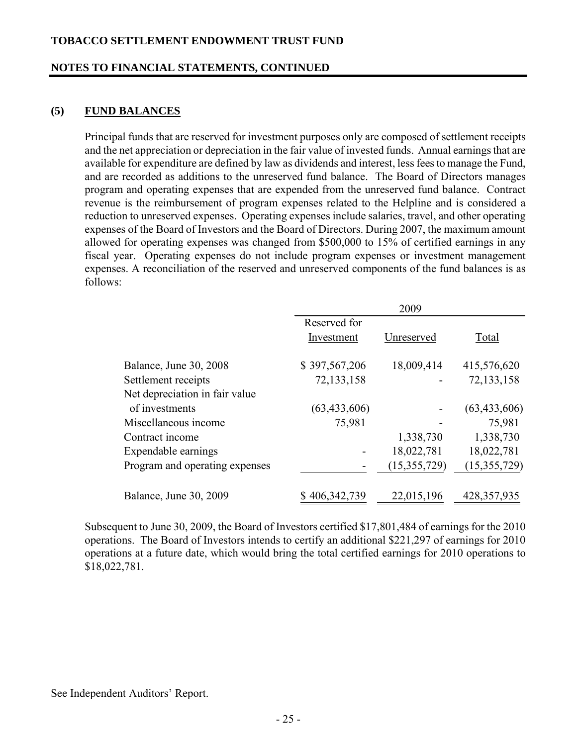# TOBACCO SETTLEMENT ENDOWMENT TRUST FUND

## NOTES TO FINANCIAL STATEMENTS, CONTINUED

### (5) FUND BALANCES

Principal funds that are reserved for investment purposes only are composed of settlement receipts and the net appreciation or depreciation in the fair value of invested funds. Annual earnings that are available for expenditure are defined by law as dividends and interest, less fees to manage the Fund, and are recorded as additions to the unreserved fund balance. The Board of Directors manages program and operating expenses that are expended from the unreserved fund balance. Contract revenue is the reimbursement of program expenses related to the Helpline and is considered a reduction to unreserved expenses. Operating expenses include salaries, travel, and other operating expenses of the Board of Investors and the Board of Directors. During 2007, the maximum amount allowed for operating expenses was changed from $500,000 to 15% of certified earnings in any fiscal year. Operating expenses do not include program expenses or investment management expenses. A reconciliation of the reserved and unreserved components of the fund balances is as follows:

| | 2009 | | |
|---|---|---|---|
| | Reserved for Investment | Unreserved | Total |
| Balance, June 30, 2008 | $ 397,567,206 | 18,009,414 | 415,576,620 |
| Settlement receipts | 72,133,158 | - | 72,133,158 |
| Net depreciation in fair value of investments | (63,433,606) | - | (63,433,606) |
| Miscellaneous income | 75,981 | - | 75,981 |
| Contract income | | 1,338,730 | 1,338,730 |
| Expendable earnings | - | 18,022,781 | 18,022,781 |
| Program and operating expenses | - | (15,355,729) | (15,355,729) |
| Balance, June 30, 2009 | $ 406,342,739 | 22,015,196 | 428,357,935 |

Subsequent to June 30, 2009, the Board of Investors certified $17,801,484 of earnings for the 2010 operations. The Board of Investors intends to certify an additional $221,297 of earnings for 2010 operations at a future date, which would bring the total certified earnings for 2010 operations to $18,022,781.

See Independent Auditors' Report.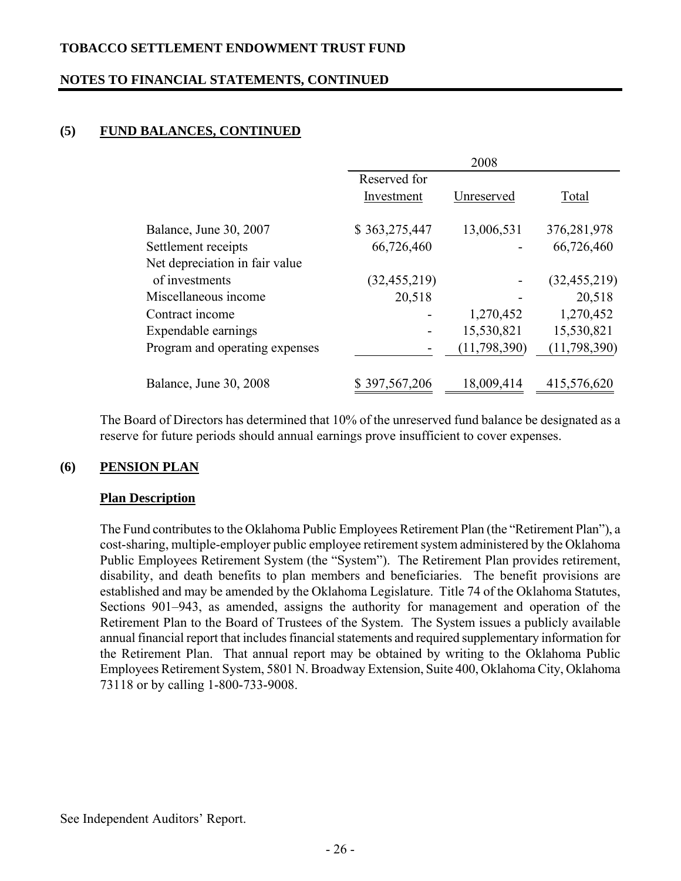**TOBACCO SETTLEMENT ENDOWMENT TRUST FUND**

**NOTES TO FINANCIAL STATEMENTS, CONTINUED**

## (5) FUND BALANCES, CONTINUED

| | 2008 | | |
|---|---|---|---|
| | Reserved for Investment | Unreserved | Total |
| Balance, June 30, 2007 | $ 363,275,447 | 13,006,531 | 376,281,978 |
| Settlement receipts | 66,726,460 | - | 66,726,460 |
| Net depreciation in fair value of investments | (32,455,219) | - | (32,455,219) |
| Miscellaneous income | 20,518 | - | 20,518 |
| Contract income | - | 1,270,452 | 1,270,452 |
| Expendable earnings | - | 15,530,821 | 15,530,821 |
| Program and operating expenses | - | (11,798,390) | (11,798,390) |
| Balance, June 30, 2008 | $ 397,567,206 | 18,009,414 | 415,576,620 |

The Board of Directors has determined that 10% of the unreserved fund balance be designated as a reserve for future periods should annual earnings prove insufficient to cover expenses.

## (6) PENSION PLAN

### Plan Description

The Fund contributes to the Oklahoma Public Employees Retirement Plan (the "Retirement Plan"), a cost-sharing, multiple-employer public employee retirement system administered by the Oklahoma Public Employees Retirement System (the "System"). The Retirement Plan provides retirement, disability, and death benefits to plan members and beneficiaries. The benefit provisions are established and may be amended by the Oklahoma Legislature. Title 74 of the Oklahoma Statutes, Sections 901–943, as amended, assigns the authority for management and operation of the Retirement Plan to the Board of Trustees of the System. The System issues a publicly available annual financial report that includes financial statements and required supplementary information for the Retirement Plan. That annual report may be obtained by writing to the Oklahoma Public Employees Retirement System, 5801 N. Broadway Extension, Suite 400, Oklahoma City, Oklahoma 73118 or by calling 1-800-733-9008.

See Independent Auditors' Report.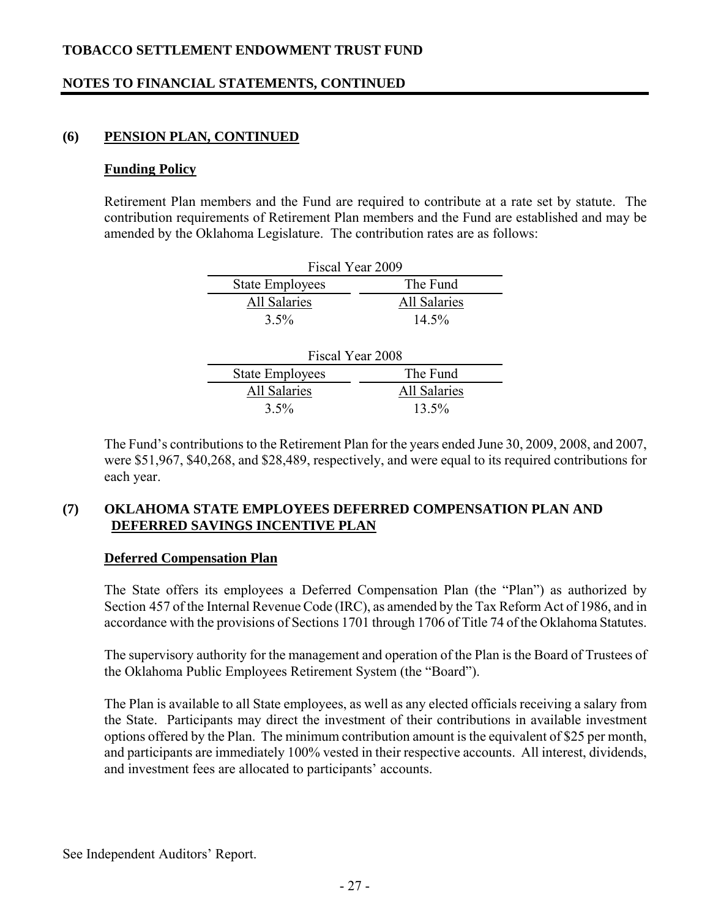## (6) PENSION PLAN, CONTINUED

### Funding Policy

Retirement Plan members and the Fund are required to contribute at a rate set by statute. The contribution requirements of Retirement Plan members and the Fund are established and may be amended by the Oklahoma Legislature. The contribution rates are as follows:

| Fiscal Year 2009 | |
|---|---|
| State Employees | The Fund |
| All Salaries | All Salaries |
| 3.5% | 14.5% |

| Fiscal Year 2008 | |
|---|---|
| State Employees | The Fund |
| All Salaries | All Salaries |
| 3.5% | 13.5% |

The Fund's contributions to the Retirement Plan for the years ended June 30, 2009, 2008, and 2007, were $51,967, $40,268, and $28,489, respectively, and were equal to its required contributions for each year.

## (7) OKLAHOMA STATE EMPLOYEES DEFERRED COMPENSATION PLAN AND DEFERRED SAVINGS INCENTIVE PLAN

### Deferred Compensation Plan

The State offers its employees a Deferred Compensation Plan (the "Plan") as authorized by Section 457 of the Internal Revenue Code (IRC), as amended by the Tax Reform Act of 1986, and in accordance with the provisions of Sections 1701 through 1706 of Title 74 of the Oklahoma Statutes.

The supervisory authority for the management and operation of the Plan is the Board of Trustees of the Oklahoma Public Employees Retirement System (the "Board").

The Plan is available to all State employees, as well as any elected officials receiving a salary from the State. Participants may direct the investment of their contributions in available investment options offered by the Plan. The minimum contribution amount is the equivalent of $25 per month, and participants are immediately 100% vested in their respective accounts. All interest, dividends, and investment fees are allocated to participants' accounts.

See Independent Auditors' Report.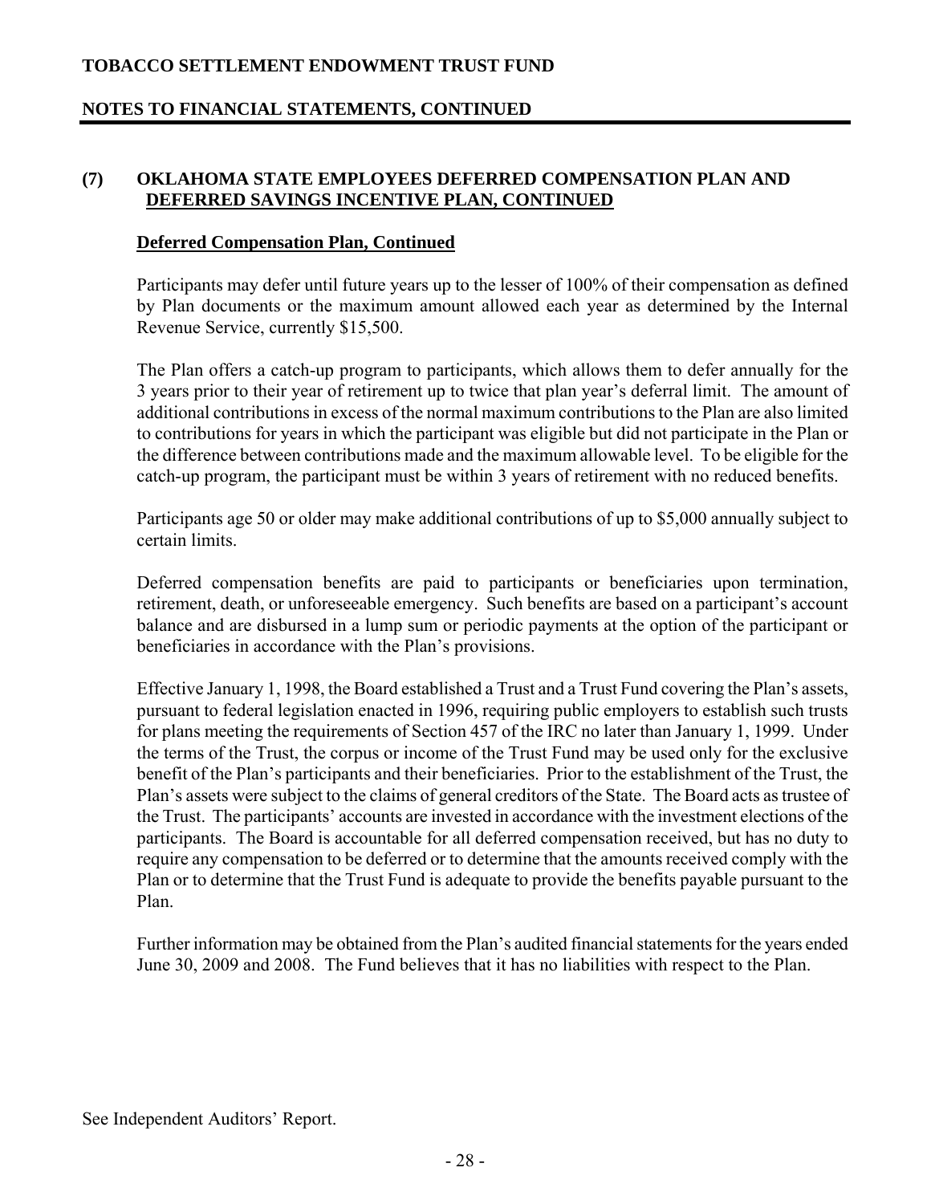## (7) OKLAHOMA STATE EMPLOYEES DEFERRED COMPENSATION PLAN AND DEFERRED SAVINGS INCENTIVE PLAN, CONTINUED

### Deferred Compensation Plan, Continued

Participants may defer until future years up to the lesser of 100% of their compensation as defined by Plan documents or the maximum amount allowed each year as determined by the Internal Revenue Service, currently $15,500.

The Plan offers a catch-up program to participants, which allows them to defer annually for the 3 years prior to their year of retirement up to twice that plan year's deferral limit. The amount of additional contributions in excess of the normal maximum contributions to the Plan are also limited to contributions for years in which the participant was eligible but did not participate in the Plan or the difference between contributions made and the maximum allowable level. To be eligible for the catch-up program, the participant must be within 3 years of retirement with no reduced benefits.

Participants age 50 or older may make additional contributions of up to $5,000 annually subject to certain limits.

Deferred compensation benefits are paid to participants or beneficiaries upon termination, retirement, death, or unforeseeable emergency. Such benefits are based on a participant's account balance and are disbursed in a lump sum or periodic payments at the option of the participant or beneficiaries in accordance with the Plan's provisions.

Effective January 1, 1998, the Board established a Trust and a Trust Fund covering the Plan's assets, pursuant to federal legislation enacted in 1996, requiring public employers to establish such trusts for plans meeting the requirements of Section 457 of the IRC no later than January 1, 1999. Under the terms of the Trust, the corpus or income of the Trust Fund may be used only for the exclusive benefit of the Plan's participants and their beneficiaries. Prior to the establishment of the Trust, the Plan's assets were subject to the claims of general creditors of the State. The Board acts as trustee of the Trust. The participants' accounts are invested in accordance with the investment elections of the participants. The Board is accountable for all deferred compensation received, but has no duty to require any compensation to be deferred or to determine that the amounts received comply with the Plan or to determine that the Trust Fund is adequate to provide the benefits payable pursuant to the Plan.

Further information may be obtained from the Plan's audited financial statements for the years ended June 30, 2009 and 2008. The Fund believes that it has no liabilities with respect to the Plan.

See Independent Auditors' Report.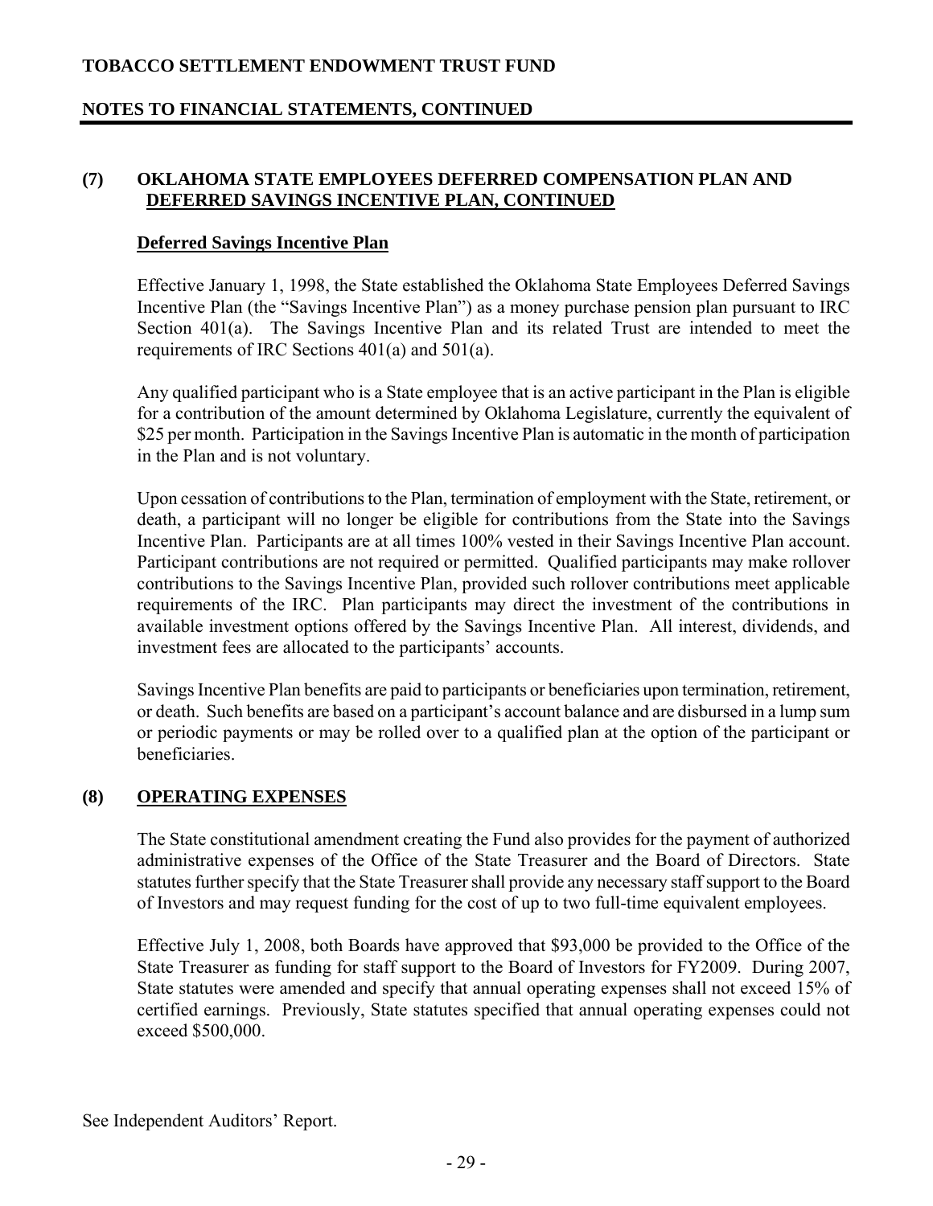## (7) OKLAHOMA STATE EMPLOYEES DEFERRED COMPENSATION PLAN AND DEFERRED SAVINGS INCENTIVE PLAN, CONTINUED

### Deferred Savings Incentive Plan

Effective January 1, 1998, the State established the Oklahoma State Employees Deferred Savings Incentive Plan (the "Savings Incentive Plan") as a money purchase pension plan pursuant to IRC Section 401(a). The Savings Incentive Plan and its related Trust are intended to meet the requirements of IRC Sections 401(a) and 501(a).

Any qualified participant who is a State employee that is an active participant in the Plan is eligible for a contribution of the amount determined by Oklahoma Legislature, currently the equivalent of $25 per month. Participation in the Savings Incentive Plan is automatic in the month of participation in the Plan and is not voluntary.

Upon cessation of contributions to the Plan, termination of employment with the State, retirement, or death, a participant will no longer be eligible for contributions from the State into the Savings Incentive Plan. Participants are at all times 100% vested in their Savings Incentive Plan account. Participant contributions are not required or permitted. Qualified participants may make rollover contributions to the Savings Incentive Plan, provided such rollover contributions meet applicable requirements of the IRC. Plan participants may direct the investment of the contributions in available investment options offered by the Savings Incentive Plan. All interest, dividends, and investment fees are allocated to the participants' accounts.

Savings Incentive Plan benefits are paid to participants or beneficiaries upon termination, retirement, or death. Such benefits are based on a participant's account balance and are disbursed in a lump sum or periodic payments or may be rolled over to a qualified plan at the option of the participant or beneficiaries.

## (8) OPERATING EXPENSES

The State constitutional amendment creating the Fund also provides for the payment of authorized administrative expenses of the Office of the State Treasurer and the Board of Directors. State statutes further specify that the State Treasurer shall provide any necessary staff support to the Board of Investors and may request funding for the cost of up to two full-time equivalent employees.

Effective July 1, 2008, both Boards have approved that $93,000 be provided to the Office of the State Treasurer as funding for staff support to the Board of Investors for FY2009. During 2007, State statutes were amended and specify that annual operating expenses shall not exceed 15% of certified earnings. Previously, State statutes specified that annual operating expenses could not exceed $500,000.

See Independent Auditors' Report.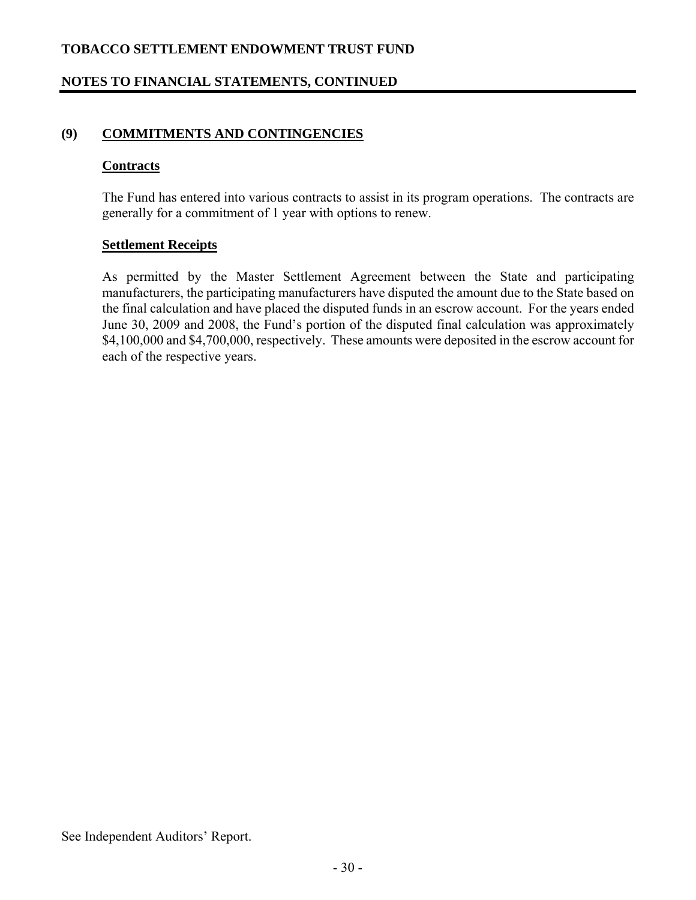## (9) COMMITMENTS AND CONTINGENCIES

### Contracts

The Fund has entered into various contracts to assist in its program operations. The contracts are generally for a commitment of 1 year with options to renew.

### Settlement Receipts

As permitted by the Master Settlement Agreement between the State and participating manufacturers, the participating manufacturers have disputed the amount due to the State based on the final calculation and have placed the disputed funds in an escrow account. For the years ended June 30, 2009 and 2008, the Fund's portion of the disputed final calculation was approximately $4,100,000 and $4,700,000, respectively. These amounts were deposited in the escrow account for each of the respective years.

See Independent Auditors' Report.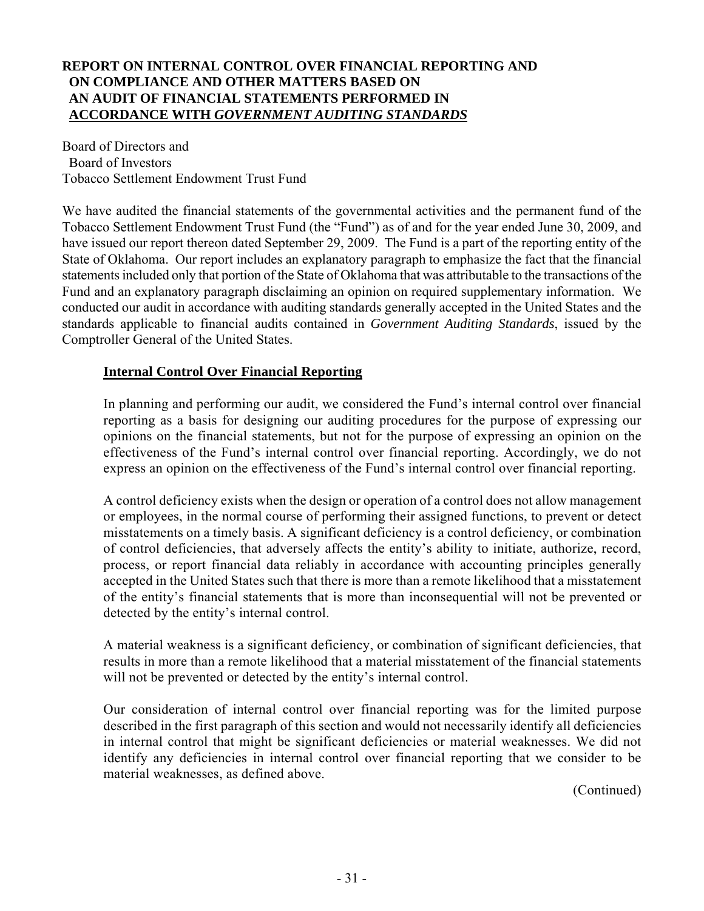**REPORT ON INTERNAL CONTROL OVER FINANCIAL REPORTING AND ON COMPLIANCE AND OTHER MATTERS BASED ON AN AUDIT OF FINANCIAL STATEMENTS PERFORMED IN ACCORDANCE WITH *GOVERNMENT AUDITING STANDARDS***

Board of Directors and
Board of Investors
Tobacco Settlement Endowment Trust Fund

We have audited the financial statements of the governmental activities and the permanent fund of the Tobacco Settlement Endowment Trust Fund (the "Fund") as of and for the year ended June 30, 2009, and have issued our report thereon dated September 29, 2009. The Fund is a part of the reporting entity of the State of Oklahoma. Our report includes an explanatory paragraph to emphasize the fact that the financial statements included only that portion of the State of Oklahoma that was attributable to the transactions of the Fund and an explanatory paragraph disclaiming an opinion on required supplementary information. We conducted our audit in accordance with auditing standards generally accepted in the United States and the standards applicable to financial audits contained in *Government Auditing Standards*, issued by the Comptroller General of the United States.

**Internal Control Over Financial Reporting**

In planning and performing our audit, we considered the Fund's internal control over financial reporting as a basis for designing our auditing procedures for the purpose of expressing our opinions on the financial statements, but not for the purpose of expressing an opinion on the effectiveness of the Fund's internal control over financial reporting. Accordingly, we do not express an opinion on the effectiveness of the Fund's internal control over financial reporting.

A control deficiency exists when the design or operation of a control does not allow management or employees, in the normal course of performing their assigned functions, to prevent or detect misstatements on a timely basis. A significant deficiency is a control deficiency, or combination of control deficiencies, that adversely affects the entity's ability to initiate, authorize, record, process, or report financial data reliably in accordance with accounting principles generally accepted in the United States such that there is more than a remote likelihood that a misstatement of the entity's financial statements that is more than inconsequential will not be prevented or detected by the entity's internal control.

A material weakness is a significant deficiency, or combination of significant deficiencies, that results in more than a remote likelihood that a material misstatement of the financial statements will not be prevented or detected by the entity's internal control.

Our consideration of internal control over financial reporting was for the limited purpose described in the first paragraph of this section and would not necessarily identify all deficiencies in internal control that might be significant deficiencies or material weaknesses. We did not identify any deficiencies in internal control over financial reporting that we consider to be material weaknesses, as defined above.

(Continued)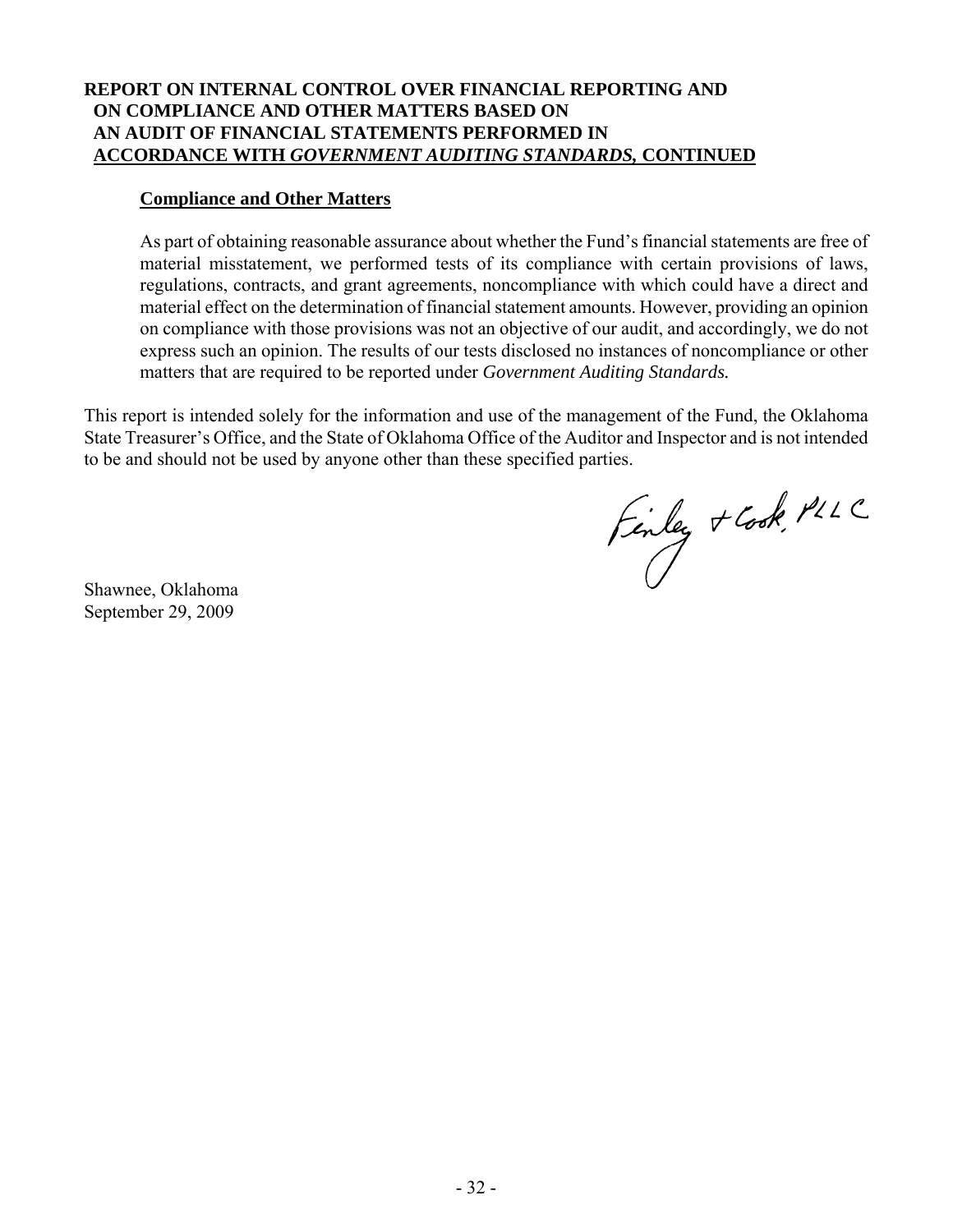## REPORT ON INTERNAL CONTROL OVER FINANCIAL REPORTING AND ON COMPLIANCE AND OTHER MATTERS BASED ON AN AUDIT OF FINANCIAL STATEMENTS PERFORMED IN ACCORDANCE WITH *GOVERNMENT AUDITING STANDARDS,* CONTINUED

### Compliance and Other Matters

As part of obtaining reasonable assurance about whether the Fund's financial statements are free of material misstatement, we performed tests of its compliance with certain provisions of laws, regulations, contracts, and grant agreements, noncompliance with which could have a direct and material effect on the determination of financial statement amounts. However, providing an opinion on compliance with those provisions was not an objective of our audit, and accordingly, we do not express such an opinion. The results of our tests disclosed no instances of noncompliance or other matters that are required to be reported under *Government Auditing Standards.*

This report is intended solely for the information and use of the management of the Fund, the Oklahoma State Treasurer's Office, and the State of Oklahoma Office of the Auditor and Inspector and is not intended to be and should not be used by anyone other than these specified parties.

Finley & Cook, PLLC

Shawnee, Oklahoma
September 29, 2009